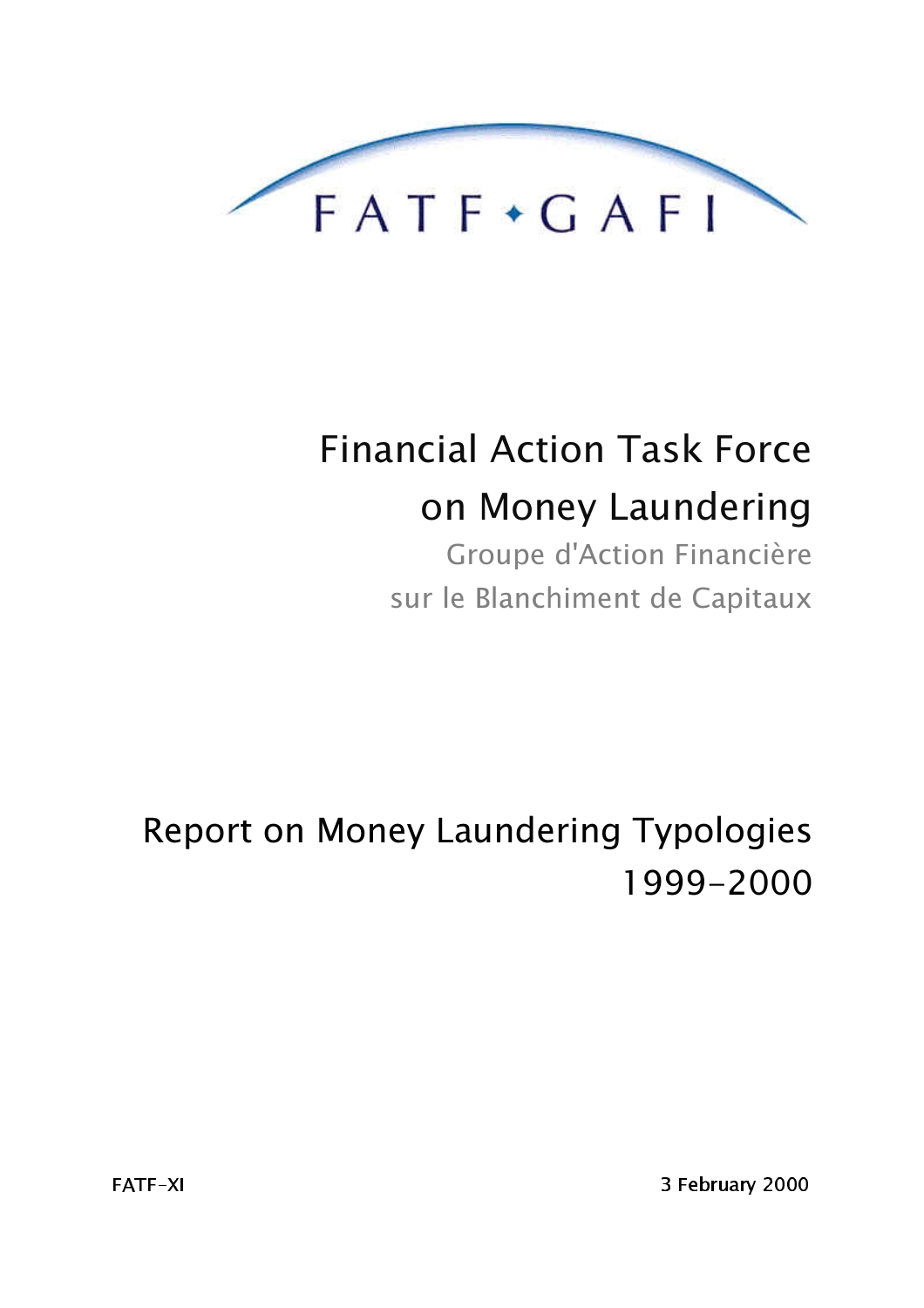FATF ♦ GAFI

# Financial Action Task Force on Money Laundering

Groupe d'Action Financière sur le Blanchiment de Capitaux

# Report on Money Laundering Typologies 1999-2000

FATF-XI

3 February 2000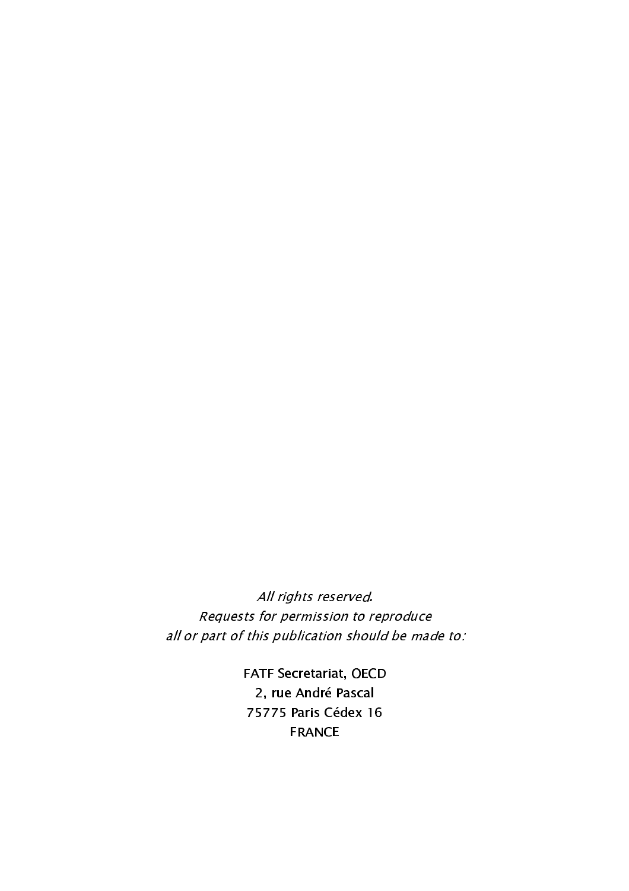*All rights reserved.*
*Requests for permission to reproduce*
*all or part of this publication should be made to:*

FATF Secretariat, OECD
2, rue André Pascal
75775 Paris Cédex 16
FRANCE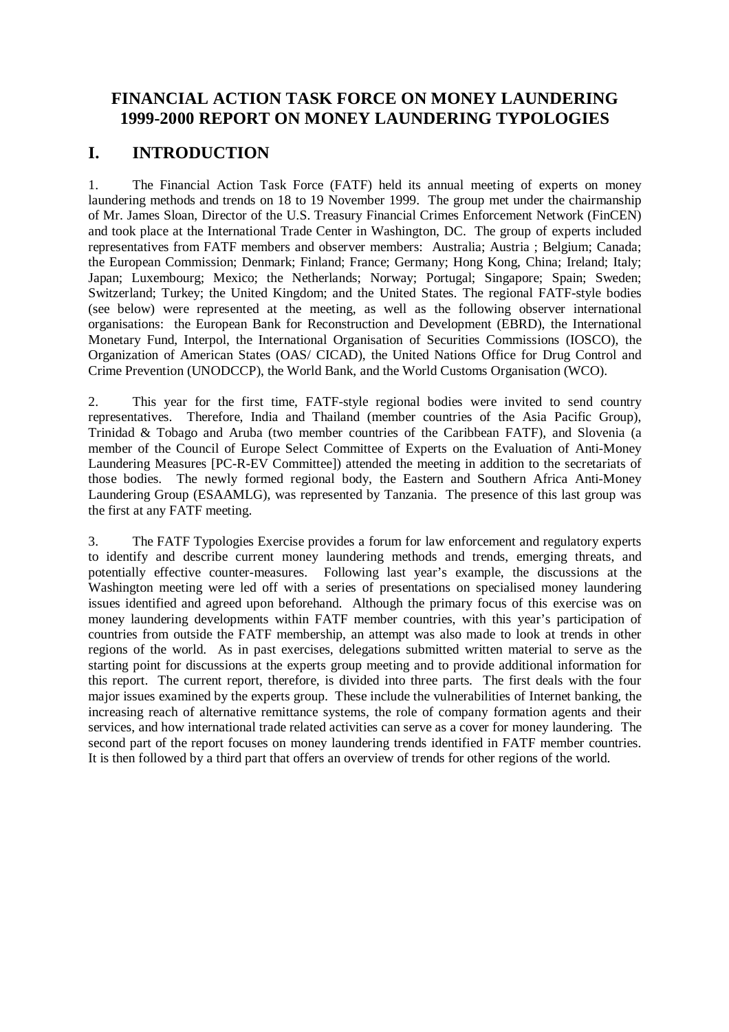# FINANCIAL ACTION TASK FORCE ON MONEY LAUNDERING 1999-2000 REPORT ON MONEY LAUNDERING TYPOLOGIES

## I. INTRODUCTION

1. The Financial Action Task Force (FATF) held its annual meeting of experts on money laundering methods and trends on 18 to 19 November 1999. The group met under the chairmanship of Mr. James Sloan, Director of the U.S. Treasury Financial Crimes Enforcement Network (FinCEN) and took place at the International Trade Center in Washington, DC. The group of experts included representatives from FATF members and observer members: Australia; Austria ; Belgium; Canada; the European Commission; Denmark; Finland; France; Germany; Hong Kong, China; Ireland; Italy; Japan; Luxembourg; Mexico; the Netherlands; Norway; Portugal; Singapore; Spain; Sweden; Switzerland; Turkey; the United Kingdom; and the United States. The regional FATF-style bodies (see below) were represented at the meeting, as well as the following observer international organisations: the European Bank for Reconstruction and Development (EBRD), the International Monetary Fund, Interpol, the International Organisation of Securities Commissions (IOSCO), the Organization of American States (OAS/ CICAD), the United Nations Office for Drug Control and Crime Prevention (UNODCCP), the World Bank, and the World Customs Organisation (WCO).

2. This year for the first time, FATF-style regional bodies were invited to send country representatives. Therefore, India and Thailand (member countries of the Asia Pacific Group), Trinidad & Tobago and Aruba (two member countries of the Caribbean FATF), and Slovenia (a member of the Council of Europe Select Committee of Experts on the Evaluation of Anti-Money Laundering Measures [PC-R-EV Committee]) attended the meeting in addition to the secretariats of those bodies. The newly formed regional body, the Eastern and Southern Africa Anti-Money Laundering Group (ESAAMLG), was represented by Tanzania. The presence of this last group was the first at any FATF meeting.

3. The FATF Typologies Exercise provides a forum for law enforcement and regulatory experts to identify and describe current money laundering methods and trends, emerging threats, and potentially effective counter-measures. Following last year's example, the discussions at the Washington meeting were led off with a series of presentations on specialised money laundering issues identified and agreed upon beforehand. Although the primary focus of this exercise was on money laundering developments within FATF member countries, with this year's participation of countries from outside the FATF membership, an attempt was also made to look at trends in other regions of the world. As in past exercises, delegations submitted written material to serve as the starting point for discussions at the experts group meeting and to provide additional information for this report. The current report, therefore, is divided into three parts. The first deals with the four major issues examined by the experts group. These include the vulnerabilities of Internet banking, the increasing reach of alternative remittance systems, the role of company formation agents and their services, and how international trade related activities can serve as a cover for money laundering. The second part of the report focuses on money laundering trends identified in FATF member countries. It is then followed by a third part that offers an overview of trends for other regions of the world.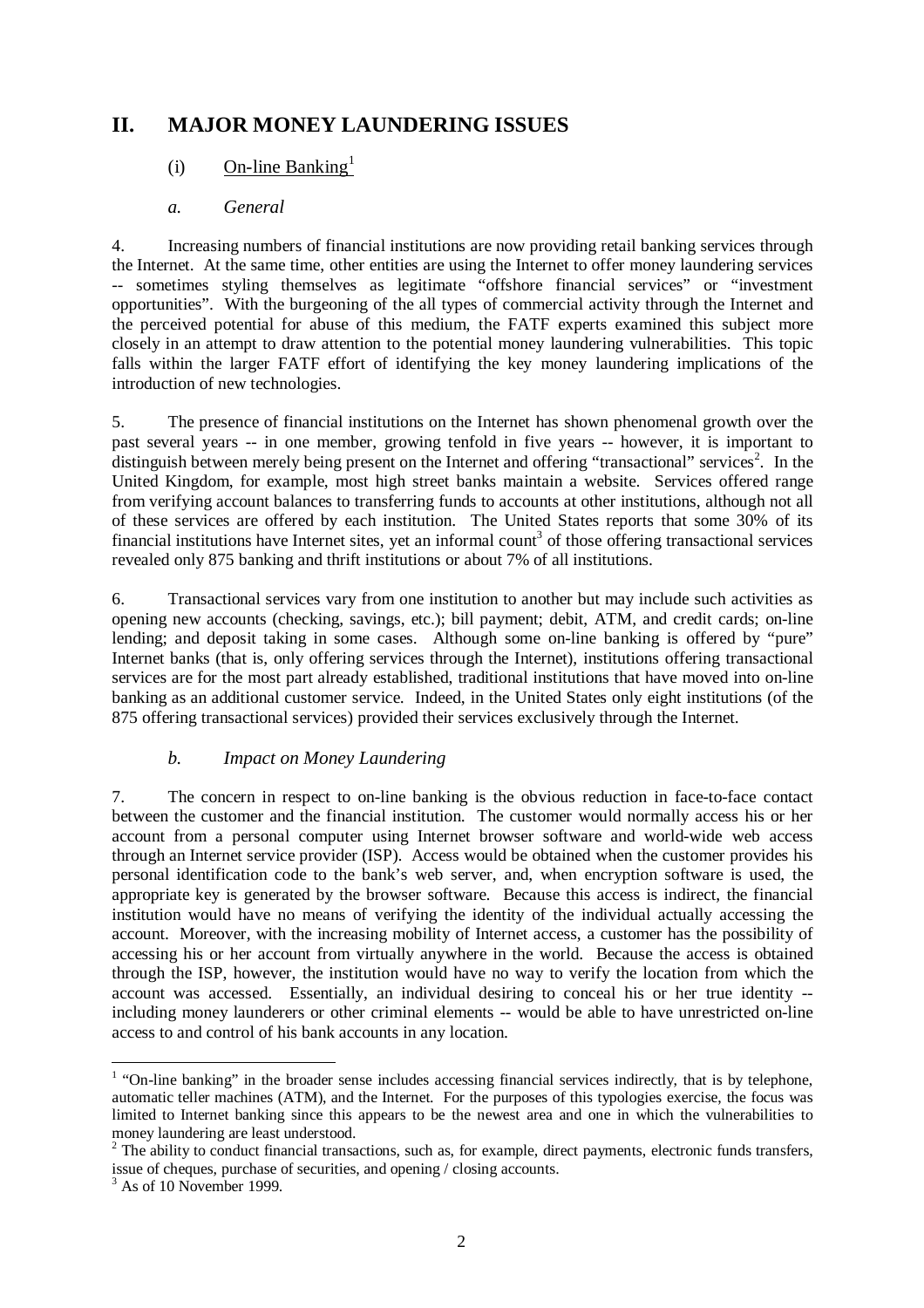## II. MAJOR MONEY LAUNDERING ISSUES

### (i) On-line Banking[1]

#### *a. General*

4. Increasing numbers of financial institutions are now providing retail banking services through the Internet. At the same time, other entities are using the Internet to offer money laundering services -- sometimes styling themselves as legitimate "offshore financial services" or "investment opportunities". With the burgeoning of the all types of commercial activity through the Internet and the perceived potential for abuse of this medium, the FATF experts examined this subject more closely in an attempt to draw attention to the potential money laundering vulnerabilities. This topic falls within the larger FATF effort of identifying the key money laundering implications of the introduction of new technologies.

5. The presence of financial institutions on the Internet has shown phenomenal growth over the past several years -- in one member, growing tenfold in five years -- however, it is important to distinguish between merely being present on the Internet and offering "transactional" services[2]. In the United Kingdom, for example, most high street banks maintain a website. Services offered range from verifying account balances to transferring funds to accounts at other institutions, although not all of these services are offered by each institution. The United States reports that some 30% of its financial institutions have Internet sites, yet an informal count[3] of those offering transactional services revealed only 875 banking and thrift institutions or about 7% of all institutions.

6. Transactional services vary from one institution to another but may include such activities as opening new accounts (checking, savings, etc.); bill payment; debit, ATM, and credit cards; on-line lending; and deposit taking in some cases. Although some on-line banking is offered by "pure" Internet banks (that is, only offering services through the Internet), institutions offering transactional services are for the most part already established, traditional institutions that have moved into on-line banking as an additional customer service. Indeed, in the United States only eight institutions (of the 875 offering transactional services) provided their services exclusively through the Internet.

#### *b. Impact on Money Laundering*

7. The concern in respect to on-line banking is the obvious reduction in face-to-face contact between the customer and the financial institution. The customer would normally access his or her account from a personal computer using Internet browser software and world-wide web access through an Internet service provider (ISP). Access would be obtained when the customer provides his personal identification code to the bank's web server, and, when encryption software is used, the appropriate key is generated by the browser software. Because this access is indirect, the financial institution would have no means of verifying the identity of the individual actually accessing the account. Moreover, with the increasing mobility of Internet access, a customer has the possibility of accessing his or her account from virtually anywhere in the world. Because the access is obtained through the ISP, however, the institution would have no way to verify the location from which the account was accessed. Essentially, an individual desiring to conceal his or her true identity -- including money launderers or other criminal elements -- would be able to have unrestricted on-line access to and control of his bank accounts in any location.

---

[1] "On-line banking" in the broader sense includes accessing financial services indirectly, that is by telephone, automatic teller machines (ATM), and the Internet. For the purposes of this typologies exercise, the focus was limited to Internet banking since this appears to be the newest area and one in which the vulnerabilities to money laundering are least understood.

[2] The ability to conduct financial transactions, such as, for example, direct payments, electronic funds transfers, issue of cheques, purchase of securities, and opening / closing accounts.

[3] As of 10 November 1999.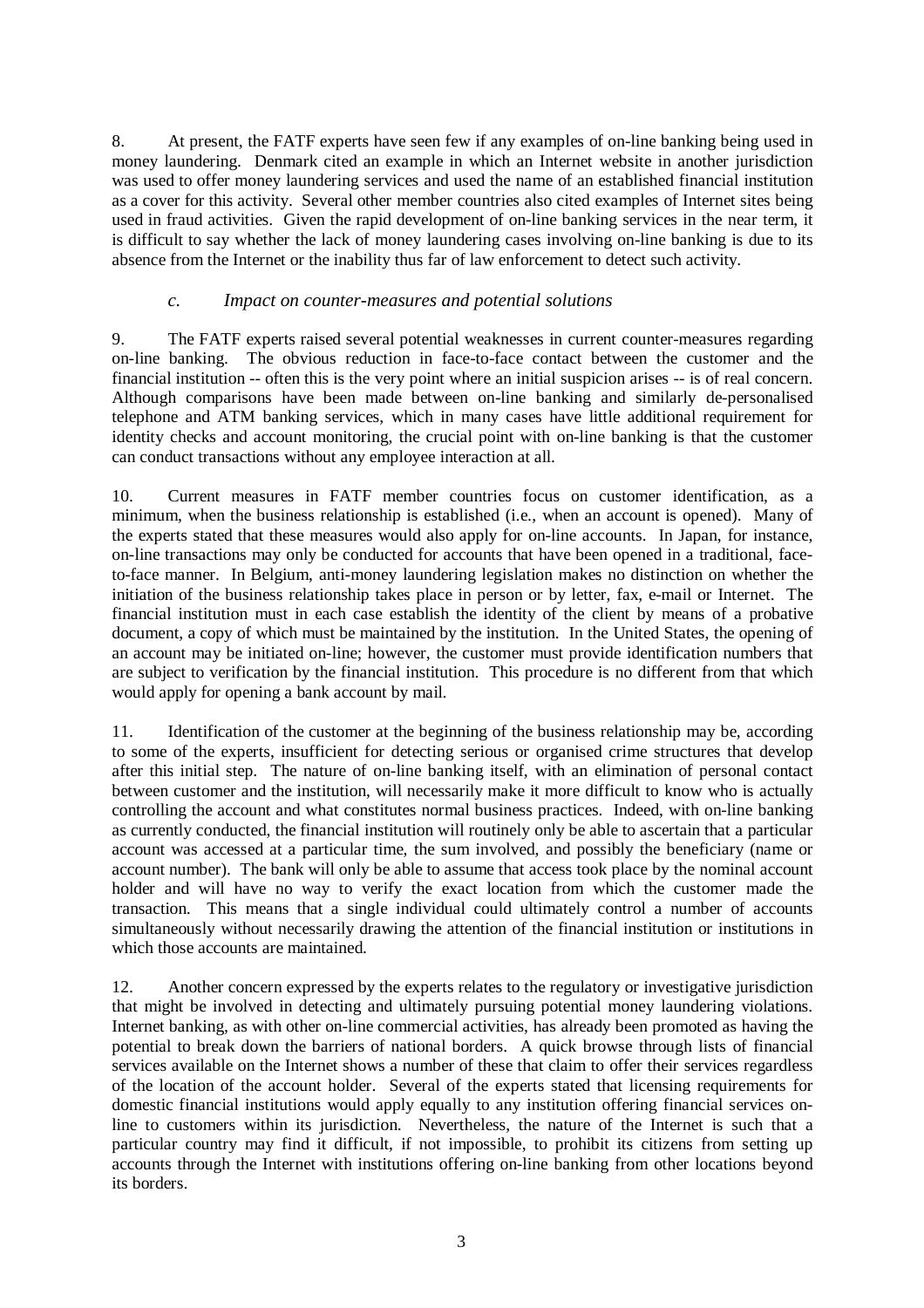8. At present, the FATF experts have seen few if any examples of on-line banking being used in money laundering. Denmark cited an example in which an Internet website in another jurisdiction was used to offer money laundering services and used the name of an established financial institution as a cover for this activity. Several other member countries also cited examples of Internet sites being used in fraud activities. Given the rapid development of on-line banking services in the near term, it is difficult to say whether the lack of money laundering cases involving on-line banking is due to its absence from the Internet or the inability thus far of law enforcement to detect such activity.

### *c. Impact on counter-measures and potential solutions*

9. The FATF experts raised several potential weaknesses in current counter-measures regarding on-line banking. The obvious reduction in face-to-face contact between the customer and the financial institution -- often this is the very point where an initial suspicion arises -- is of real concern. Although comparisons have been made between on-line banking and similarly de-personalised telephone and ATM banking services, which in many cases have little additional requirement for identity checks and account monitoring, the crucial point with on-line banking is that the customer can conduct transactions without any employee interaction at all.

10. Current measures in FATF member countries focus on customer identification, as a minimum, when the business relationship is established (i.e., when an account is opened). Many of the experts stated that these measures would also apply for on-line accounts. In Japan, for instance, on-line transactions may only be conducted for accounts that have been opened in a traditional, face-to-face manner. In Belgium, anti-money laundering legislation makes no distinction on whether the initiation of the business relationship takes place in person or by letter, fax, e-mail or Internet. The financial institution must in each case establish the identity of the client by means of a probative document, a copy of which must be maintained by the institution. In the United States, the opening of an account may be initiated on-line; however, the customer must provide identification numbers that are subject to verification by the financial institution. This procedure is no different from that which would apply for opening a bank account by mail.

11. Identification of the customer at the beginning of the business relationship may be, according to some of the experts, insufficient for detecting serious or organised crime structures that develop after this initial step. The nature of on-line banking itself, with an elimination of personal contact between customer and the institution, will necessarily make it more difficult to know who is actually controlling the account and what constitutes normal business practices. Indeed, with on-line banking as currently conducted, the financial institution will routinely only be able to ascertain that a particular account was accessed at a particular time, the sum involved, and possibly the beneficiary (name or account number). The bank will only be able to assume that access took place by the nominal account holder and will have no way to verify the exact location from which the customer made the transaction. This means that a single individual could ultimately control a number of accounts simultaneously without necessarily drawing the attention of the financial institution or institutions in which those accounts are maintained.

12. Another concern expressed by the experts relates to the regulatory or investigative jurisdiction that might be involved in detecting and ultimately pursuing potential money laundering violations. Internet banking, as with other on-line commercial activities, has already been promoted as having the potential to break down the barriers of national borders. A quick browse through lists of financial services available on the Internet shows a number of these that claim to offer their services regardless of the location of the account holder. Several of the experts stated that licensing requirements for domestic financial institutions would apply equally to any institution offering financial services on-line to customers within its jurisdiction. Nevertheless, the nature of the Internet is such that a particular country may find it difficult, if not impossible, to prohibit its citizens from setting up accounts through the Internet with institutions offering on-line banking from other locations beyond its borders.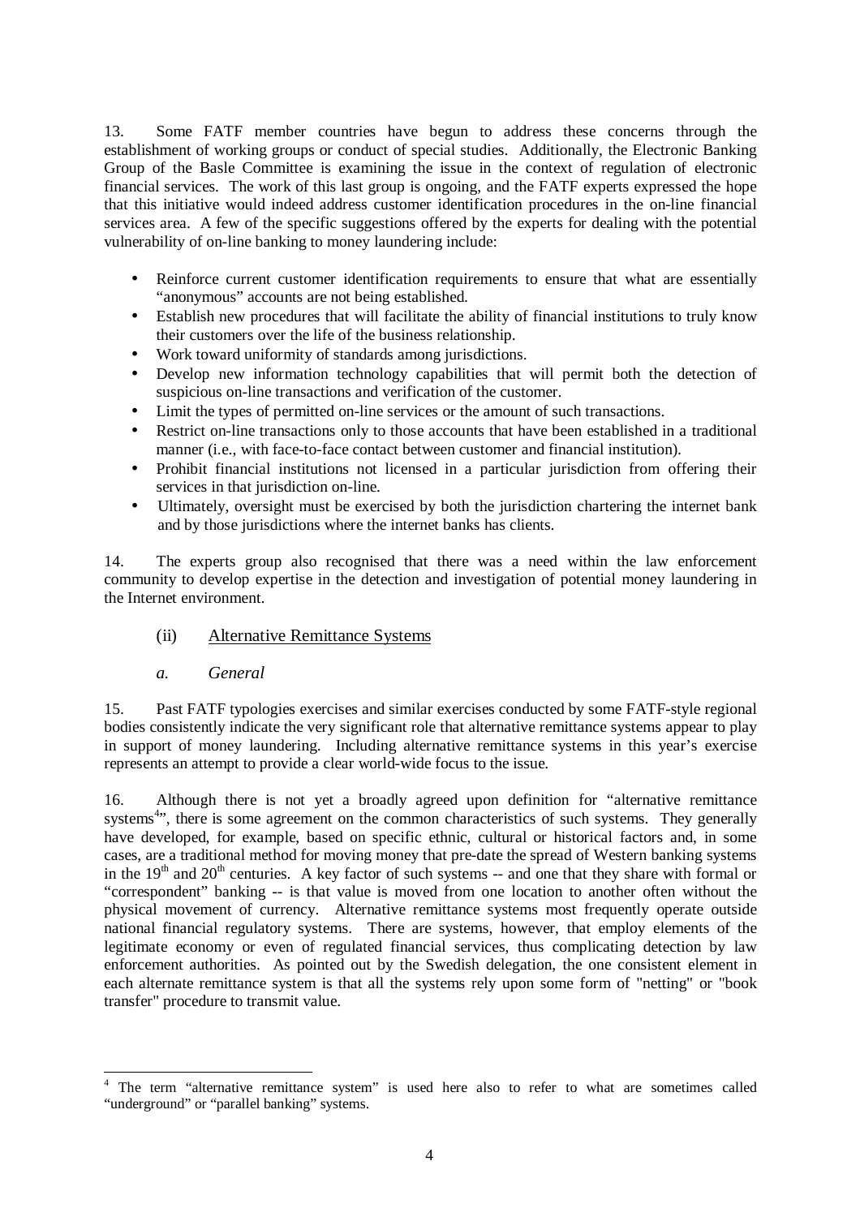13. Some FATF member countries have begun to address these concerns through the establishment of working groups or conduct of special studies. Additionally, the Electronic Banking Group of the Basle Committee is examining the issue in the context of regulation of electronic financial services. The work of this last group is ongoing, and the FATF experts expressed the hope that this initiative would indeed address customer identification procedures in the on-line financial services area. A few of the specific suggestions offered by the experts for dealing with the potential vulnerability of on-line banking to money laundering include:

- Reinforce current customer identification requirements to ensure that what are essentially "anonymous" accounts are not being established.
- Establish new procedures that will facilitate the ability of financial institutions to truly know their customers over the life of the business relationship.
- Work toward uniformity of standards among jurisdictions.
- Develop new information technology capabilities that will permit both the detection of suspicious on-line transactions and verification of the customer.
- Limit the types of permitted on-line services or the amount of such transactions.
- Restrict on-line transactions only to those accounts that have been established in a traditional manner (i.e., with face-to-face contact between customer and financial institution).
- Prohibit financial institutions not licensed in a particular jurisdiction from offering their services in that jurisdiction on-line.
- Ultimately, oversight must be exercised by both the jurisdiction chartering the internet bank and by those jurisdictions where the internet banks has clients.

14. The experts group also recognised that there was a need within the law enforcement community to develop expertise in the detection and investigation of potential money laundering in the Internet environment.

### (ii) Alternative Remittance Systems

#### *a. General*

15. Past FATF typologies exercises and similar exercises conducted by some FATF-style regional bodies consistently indicate the very significant role that alternative remittance systems appear to play in support of money laundering. Including alternative remittance systems in this year's exercise represents an attempt to provide a clear world-wide focus to the issue.

16. Although there is not yet a broadly agreed upon definition for "alternative remittance systems[4]", there is some agreement on the common characteristics of such systems. They generally have developed, for example, based on specific ethnic, cultural or historical factors and, in some cases, are a traditional method for moving money that pre-date the spread of Western banking systems in the 19th and 20th centuries. A key factor of such systems -- and one that they share with formal or "correspondent" banking -- is that value is moved from one location to another often without the physical movement of currency. Alternative remittance systems most frequently operate outside national financial regulatory systems. There are systems, however, that employ elements of the legitimate economy or even of regulated financial services, thus complicating detection by law enforcement authorities. As pointed out by the Swedish delegation, the one consistent element in each alternate remittance system is that all the systems rely upon some form of "netting" or "book transfer" procedure to transmit value.

[4] The term "alternative remittance system" is used here also to refer to what are sometimes called "underground" or "parallel banking" systems.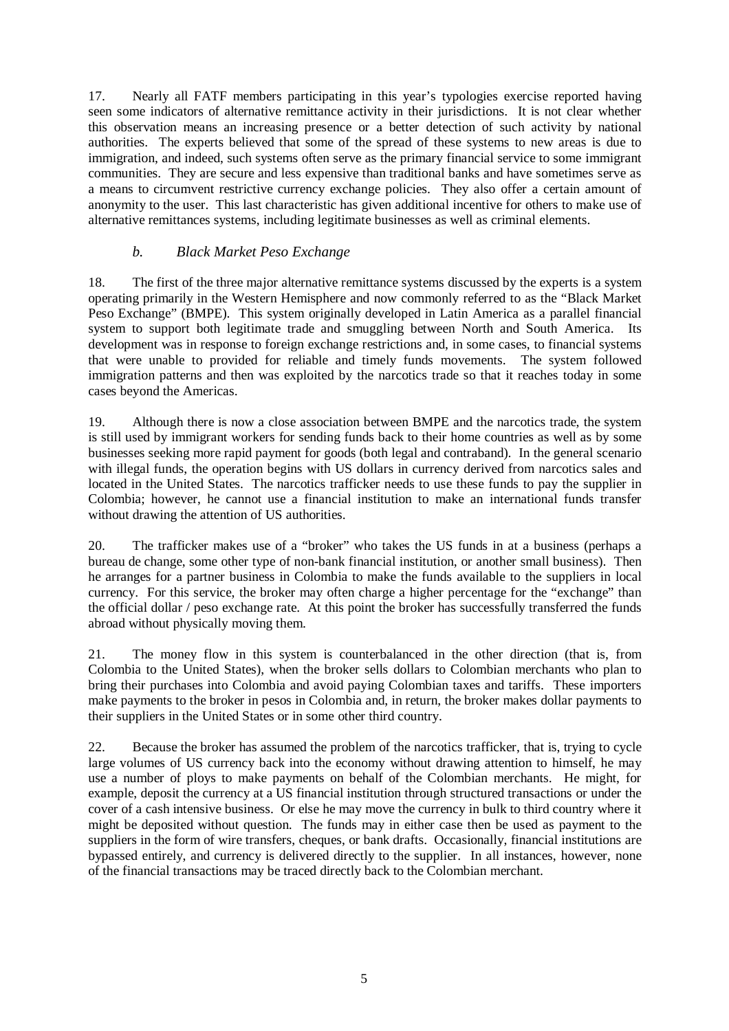17. Nearly all FATF members participating in this year's typologies exercise reported having seen some indicators of alternative remittance activity in their jurisdictions. It is not clear whether this observation means an increasing presence or a better detection of such activity by national authorities. The experts believed that some of the spread of these systems to new areas is due to immigration, and indeed, such systems often serve as the primary financial service to some immigrant communities. They are secure and less expensive than traditional banks and have sometimes serve as a means to circumvent restrictive currency exchange policies. They also offer a certain amount of anonymity to the user. This last characteristic has given additional incentive for others to make use of alternative remittances systems, including legitimate businesses as well as criminal elements.

### *b. Black Market Peso Exchange*

18. The first of the three major alternative remittance systems discussed by the experts is a system operating primarily in the Western Hemisphere and now commonly referred to as the "Black Market Peso Exchange" (BMPE). This system originally developed in Latin America as a parallel financial system to support both legitimate trade and smuggling between North and South America. Its development was in response to foreign exchange restrictions and, in some cases, to financial systems that were unable to provided for reliable and timely funds movements. The system followed immigration patterns and then was exploited by the narcotics trade so that it reaches today in some cases beyond the Americas.

19. Although there is now a close association between BMPE and the narcotics trade, the system is still used by immigrant workers for sending funds back to their home countries as well as by some businesses seeking more rapid payment for goods (both legal and contraband). In the general scenario with illegal funds, the operation begins with US dollars in currency derived from narcotics sales and located in the United States. The narcotics trafficker needs to use these funds to pay the supplier in Colombia; however, he cannot use a financial institution to make an international funds transfer without drawing the attention of US authorities.

20. The trafficker makes use of a "broker" who takes the US funds in at a business (perhaps a bureau de change, some other type of non-bank financial institution, or another small business). Then he arranges for a partner business in Colombia to make the funds available to the suppliers in local currency. For this service, the broker may often charge a higher percentage for the "exchange" than the official dollar / peso exchange rate. At this point the broker has successfully transferred the funds abroad without physically moving them.

21. The money flow in this system is counterbalanced in the other direction (that is, from Colombia to the United States), when the broker sells dollars to Colombian merchants who plan to bring their purchases into Colombia and avoid paying Colombian taxes and tariffs. These importers make payments to the broker in pesos in Colombia and, in return, the broker makes dollar payments to their suppliers in the United States or in some other third country.

22. Because the broker has assumed the problem of the narcotics trafficker, that is, trying to cycle large volumes of US currency back into the economy without drawing attention to himself, he may use a number of ploys to make payments on behalf of the Colombian merchants. He might, for example, deposit the currency at a US financial institution through structured transactions or under the cover of a cash intensive business. Or else he may move the currency in bulk to third country where it might be deposited without question. The funds may in either case then be used as payment to the suppliers in the form of wire transfers, cheques, or bank drafts. Occasionally, financial institutions are bypassed entirely, and currency is delivered directly to the supplier. In all instances, however, none of the financial transactions may be traced directly back to the Colombian merchant.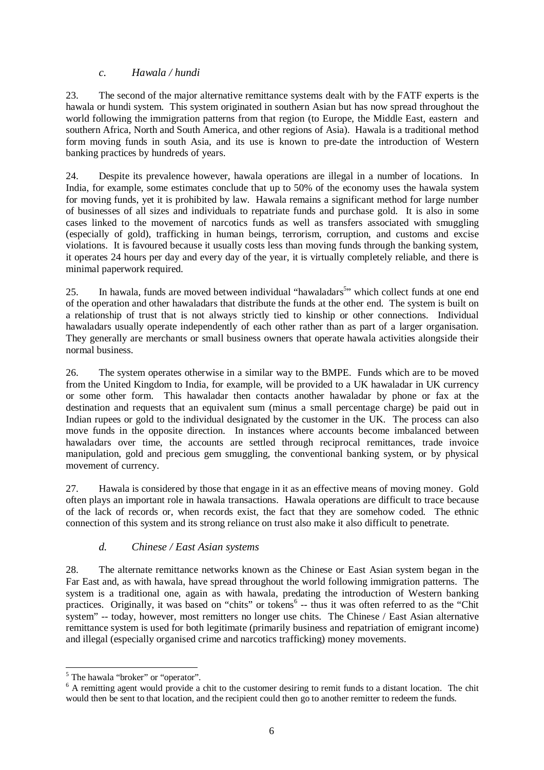### *c. Hawala / hundi*

23. The second of the major alternative remittance systems dealt with by the FATF experts is the hawala or hundi system. This system originated in southern Asian but has now spread throughout the world following the immigration patterns from that region (to Europe, the Middle East, eastern and southern Africa, North and South America, and other regions of Asia). Hawala is a traditional method form moving funds in south Asia, and its use is known to pre-date the introduction of Western banking practices by hundreds of years.

24. Despite its prevalence however, hawala operations are illegal in a number of locations. In India, for example, some estimates conclude that up to 50% of the economy uses the hawala system for moving funds, yet it is prohibited by law. Hawala remains a significant method for large number of businesses of all sizes and individuals to repatriate funds and purchase gold. It is also in some cases linked to the movement of narcotics funds as well as transfers associated with smuggling (especially of gold), trafficking in human beings, terrorism, corruption, and customs and excise violations. It is favoured because it usually costs less than moving funds through the banking system, it operates 24 hours per day and every day of the year, it is virtually completely reliable, and there is minimal paperwork required.

25. In hawala, funds are moved between individual "hawaladars[5]" which collect funds at one end of the operation and other hawaladars that distribute the funds at the other end. The system is built on a relationship of trust that is not always strictly tied to kinship or other connections. Individual hawaladars usually operate independently of each other rather than as part of a larger organisation. They generally are merchants or small business owners that operate hawala activities alongside their normal business.

26. The system operates otherwise in a similar way to the BMPE. Funds which are to be moved from the United Kingdom to India, for example, will be provided to a UK hawaladar in UK currency or some other form. This hawaladar then contacts another hawaladar by phone or fax at the destination and requests that an equivalent sum (minus a small percentage charge) be paid out in Indian rupees or gold to the individual designated by the customer in the UK. The process can also move funds in the opposite direction. In instances where accounts become imbalanced between hawaladars over time, the accounts are settled through reciprocal remittances, trade invoice manipulation, gold and precious gem smuggling, the conventional banking system, or by physical movement of currency.

27. Hawala is considered by those that engage in it as an effective means of moving money. Gold often plays an important role in hawala transactions. Hawala operations are difficult to trace because of the lack of records or, when records exist, the fact that they are somehow coded. The ethnic connection of this system and its strong reliance on trust also make it also difficult to penetrate.

### *d. Chinese / East Asian systems*

28. The alternate remittance networks known as the Chinese or East Asian system began in the Far East and, as with hawala, have spread throughout the world following immigration patterns. The system is a traditional one, again as with hawala, predating the introduction of Western banking practices. Originally, it was based on "chits" or tokens[6] -- thus it was often referred to as the "Chit system" -- today, however, most remitters no longer use chits. The Chinese / East Asian alternative remittance system is used for both legitimate (primarily business and repatriation of emigrant income) and illegal (especially organised crime and narcotics trafficking) money movements.

---

[5] The hawala "broker" or "operator".

[6] A remitting agent would provide a chit to the customer desiring to remit funds to a distant location. The chit would then be sent to that location, and the recipient could then go to another remitter to redeem the funds.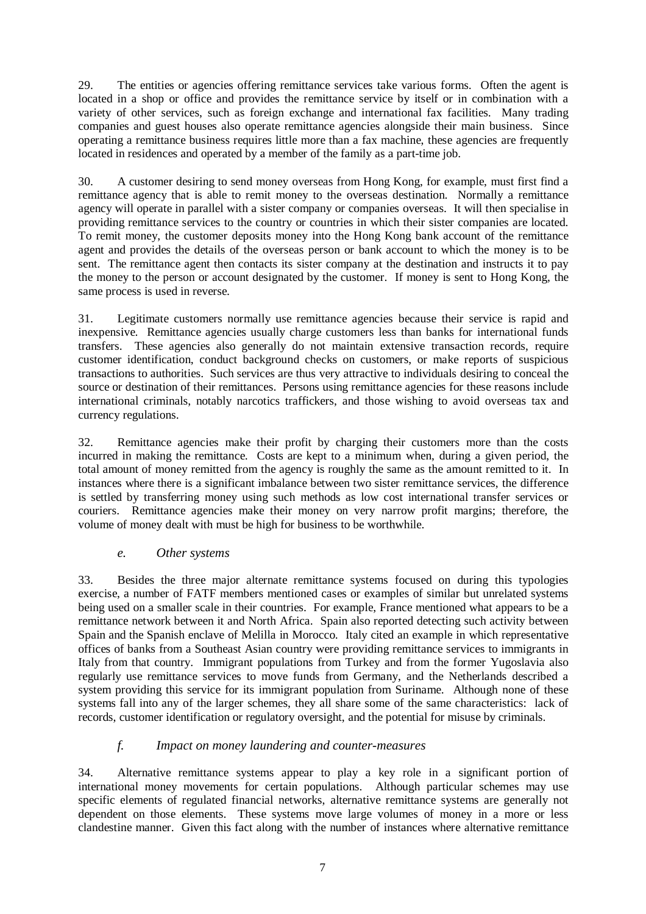29. The entities or agencies offering remittance services take various forms. Often the agent is located in a shop or office and provides the remittance service by itself or in combination with a variety of other services, such as foreign exchange and international fax facilities. Many trading companies and guest houses also operate remittance agencies alongside their main business. Since operating a remittance business requires little more than a fax machine, these agencies are frequently located in residences and operated by a member of the family as a part-time job.

30. A customer desiring to send money overseas from Hong Kong, for example, must first find a remittance agency that is able to remit money to the overseas destination. Normally a remittance agency will operate in parallel with a sister company or companies overseas. It will then specialise in providing remittance services to the country or countries in which their sister companies are located. To remit money, the customer deposits money into the Hong Kong bank account of the remittance agent and provides the details of the overseas person or bank account to which the money is to be sent. The remittance agent then contacts its sister company at the destination and instructs it to pay the money to the person or account designated by the customer. If money is sent to Hong Kong, the same process is used in reverse.

31. Legitimate customers normally use remittance agencies because their service is rapid and inexpensive. Remittance agencies usually charge customers less than banks for international funds transfers. These agencies also generally do not maintain extensive transaction records, require customer identification, conduct background checks on customers, or make reports of suspicious transactions to authorities. Such services are thus very attractive to individuals desiring to conceal the source or destination of their remittances. Persons using remittance agencies for these reasons include international criminals, notably narcotics traffickers, and those wishing to avoid overseas tax and currency regulations.

32. Remittance agencies make their profit by charging their customers more than the costs incurred in making the remittance. Costs are kept to a minimum when, during a given period, the total amount of money remitted from the agency is roughly the same as the amount remitted to it. In instances where there is a significant imbalance between two sister remittance services, the difference is settled by transferring money using such methods as low cost international transfer services or couriers. Remittance agencies make their money on very narrow profit margins; therefore, the volume of money dealt with must be high for business to be worthwhile.

### *e. Other systems*

33. Besides the three major alternate remittance systems focused on during this typologies exercise, a number of FATF members mentioned cases or examples of similar but unrelated systems being used on a smaller scale in their countries. For example, France mentioned what appears to be a remittance network between it and North Africa. Spain also reported detecting such activity between Spain and the Spanish enclave of Melilla in Morocco. Italy cited an example in which representative offices of banks from a Southeast Asian country were providing remittance services to immigrants in Italy from that country. Immigrant populations from Turkey and from the former Yugoslavia also regularly use remittance services to move funds from Germany, and the Netherlands described a system providing this service for its immigrant population from Suriname. Although none of these systems fall into any of the larger schemes, they all share some of the same characteristics: lack of records, customer identification or regulatory oversight, and the potential for misuse by criminals.

### *f. Impact on money laundering and counter-measures*

34. Alternative remittance systems appear to play a key role in a significant portion of international money movements for certain populations. Although particular schemes may use specific elements of regulated financial networks, alternative remittance systems are generally not dependent on those elements. These systems move large volumes of money in a more or less clandestine manner. Given this fact along with the number of instances where alternative remittance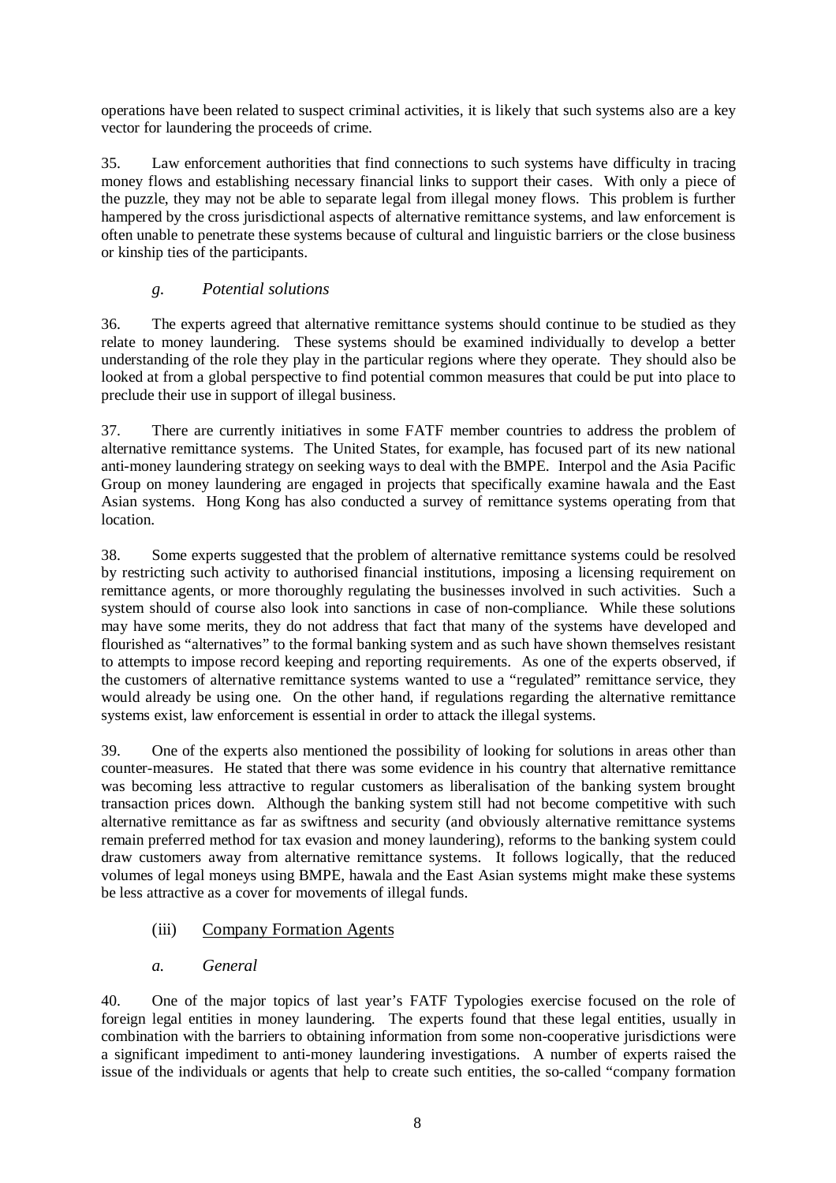operations have been related to suspect criminal activities, it is likely that such systems also are a key vector for laundering the proceeds of crime.

35. Law enforcement authorities that find connections to such systems have difficulty in tracing money flows and establishing necessary financial links to support their cases. With only a piece of the puzzle, they may not be able to separate legal from illegal money flows. This problem is further hampered by the cross jurisdictional aspects of alternative remittance systems, and law enforcement is often unable to penetrate these systems because of cultural and linguistic barriers or the close business or kinship ties of the participants.

### *g. Potential solutions*

36. The experts agreed that alternative remittance systems should continue to be studied as they relate to money laundering. These systems should be examined individually to develop a better understanding of the role they play in the particular regions where they operate. They should also be looked at from a global perspective to find potential common measures that could be put into place to preclude their use in support of illegal business.

37. There are currently initiatives in some FATF member countries to address the problem of alternative remittance systems. The United States, for example, has focused part of its new national anti-money laundering strategy on seeking ways to deal with the BMPE. Interpol and the Asia Pacific Group on money laundering are engaged in projects that specifically examine hawala and the East Asian systems. Hong Kong has also conducted a survey of remittance systems operating from that location.

38. Some experts suggested that the problem of alternative remittance systems could be resolved by restricting such activity to authorised financial institutions, imposing a licensing requirement on remittance agents, or more thoroughly regulating the businesses involved in such activities. Such a system should of course also look into sanctions in case of non-compliance. While these solutions may have some merits, they do not address that fact that many of the systems have developed and flourished as "alternatives" to the formal banking system and as such have shown themselves resistant to attempts to impose record keeping and reporting requirements. As one of the experts observed, if the customers of alternative remittance systems wanted to use a "regulated" remittance service, they would already be using one. On the other hand, if regulations regarding the alternative remittance systems exist, law enforcement is essential in order to attack the illegal systems.

39. One of the experts also mentioned the possibility of looking for solutions in areas other than counter-measures. He stated that there was some evidence in his country that alternative remittance was becoming less attractive to regular customers as liberalisation of the banking system brought transaction prices down. Although the banking system still had not become competitive with such alternative remittance as far as swiftness and security (and obviously alternative remittance systems remain preferred method for tax evasion and money laundering), reforms to the banking system could draw customers away from alternative remittance systems. It follows logically, that the reduced volumes of legal moneys using BMPE, hawala and the East Asian systems might make these systems be less attractive as a cover for movements of illegal funds.

## (iii) Company Formation Agents

### *a. General*

40. One of the major topics of last year's FATF Typologies exercise focused on the role of foreign legal entities in money laundering. The experts found that these legal entities, usually in combination with the barriers to obtaining information from some non-cooperative jurisdictions were a significant impediment to anti-money laundering investigations. A number of experts raised the issue of the individuals or agents that help to create such entities, the so-called "company formation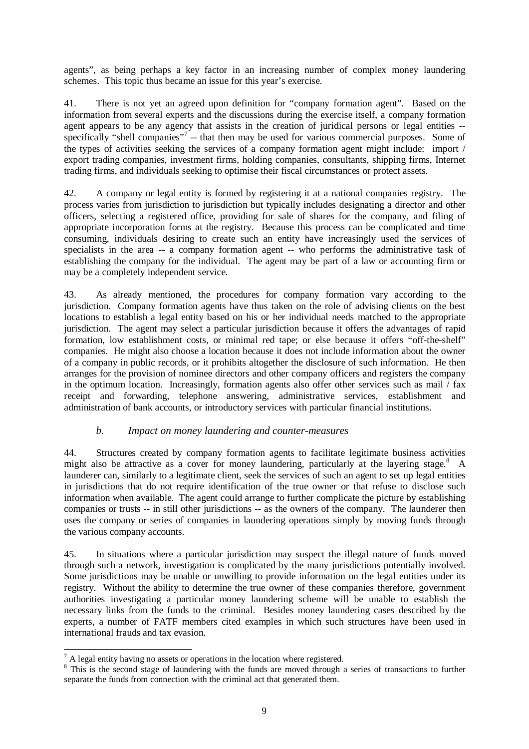agents", as being perhaps a key factor in an increasing number of complex money laundering schemes. This topic thus became an issue for this year's exercise.

41. There is not yet an agreed upon definition for "company formation agent". Based on the information from several experts and the discussions during the exercise itself, a company formation agent appears to be any agency that assists in the creation of juridical persons or legal entities -- specifically "shell companies"[7] -- that then may be used for various commercial purposes. Some of the types of activities seeking the services of a company formation agent might include: import / export trading companies, investment firms, holding companies, consultants, shipping firms, Internet trading firms, and individuals seeking to optimise their fiscal circumstances or protect assets.

42. A company or legal entity is formed by registering it at a national companies registry. The process varies from jurisdiction to jurisdiction but typically includes designating a director and other officers, selecting a registered office, providing for sale of shares for the company, and filing of appropriate incorporation forms at the registry. Because this process can be complicated and time consuming, individuals desiring to create such an entity have increasingly used the services of specialists in the area -- a company formation agent -- who performs the administrative task of establishing the company for the individual. The agent may be part of a law or accounting firm or may be a completely independent service.

43. As already mentioned, the procedures for company formation vary according to the jurisdiction. Company formation agents have thus taken on the role of advising clients on the best locations to establish a legal entity based on his or her individual needs matched to the appropriate jurisdiction. The agent may select a particular jurisdiction because it offers the advantages of rapid formation, low establishment costs, or minimal red tape; or else because it offers "off-the-shelf" companies. He might also choose a location because it does not include information about the owner of a company in public records, or it prohibits altogether the disclosure of such information. He then arranges for the provision of nominee directors and other company officers and registers the company in the optimum location. Increasingly, formation agents also offer other services such as mail / fax receipt and forwarding, telephone answering, administrative services, establishment and administration of bank accounts, or introductory services with particular financial institutions.

### *b. Impact on money laundering and counter-measures*

44. Structures created by company formation agents to facilitate legitimate business activities might also be attractive as a cover for money laundering, particularly at the layering stage.[8] A launderer can, similarly to a legitimate client, seek the services of such an agent to set up legal entities in jurisdictions that do not require identification of the true owner or that refuse to disclose such information when available. The agent could arrange to further complicate the picture by establishing companies or trusts -- in still other jurisdictions -- as the owners of the company. The launderer then uses the company or series of companies in laundering operations simply by moving funds through the various company accounts.

45. In situations where a particular jurisdiction may suspect the illegal nature of funds moved through such a network, investigation is complicated by the many jurisdictions potentially involved. Some jurisdictions may be unable or unwilling to provide information on the legal entities under its registry. Without the ability to determine the true owner of these companies therefore, government authorities investigating a particular money laundering scheme will be unable to establish the necessary links from the funds to the criminal. Besides money laundering cases described by the experts, a number of FATF members cited examples in which such structures have been used in international frauds and tax evasion.

---

[7] A legal entity having no assets or operations in the location where registered.

[8] This is the second stage of laundering with the funds are moved through a series of transactions to further separate the funds from connection with the criminal act that generated them.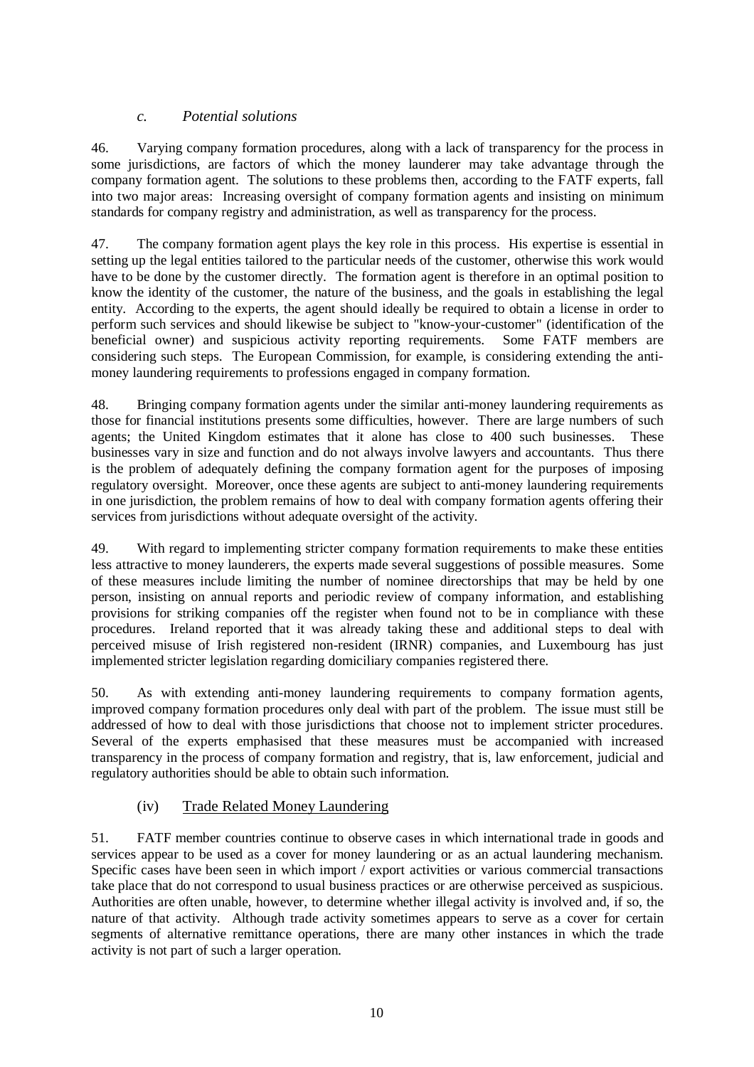### *c. Potential solutions*

46. Varying company formation procedures, along with a lack of transparency for the process in some jurisdictions, are factors of which the money launderer may take advantage through the company formation agent. The solutions to these problems then, according to the FATF experts, fall into two major areas: Increasing oversight of company formation agents and insisting on minimum standards for company registry and administration, as well as transparency for the process.

47. The company formation agent plays the key role in this process. His expertise is essential in setting up the legal entities tailored to the particular needs of the customer, otherwise this work would have to be done by the customer directly. The formation agent is therefore in an optimal position to know the identity of the customer, the nature of the business, and the goals in establishing the legal entity. According to the experts, the agent should ideally be required to obtain a license in order to perform such services and should likewise be subject to "know-your-customer" (identification of the beneficial owner) and suspicious activity reporting requirements. Some FATF members are considering such steps. The European Commission, for example, is considering extending the anti-money laundering requirements to professions engaged in company formation.

48. Bringing company formation agents under the similar anti-money laundering requirements as those for financial institutions presents some difficulties, however. There are large numbers of such agents; the United Kingdom estimates that it alone has close to 400 such businesses. These businesses vary in size and function and do not always involve lawyers and accountants. Thus there is the problem of adequately defining the company formation agent for the purposes of imposing regulatory oversight. Moreover, once these agents are subject to anti-money laundering requirements in one jurisdiction, the problem remains of how to deal with company formation agents offering their services from jurisdictions without adequate oversight of the activity.

49. With regard to implementing stricter company formation requirements to make these entities less attractive to money launderers, the experts made several suggestions of possible measures. Some of these measures include limiting the number of nominee directorships that may be held by one person, insisting on annual reports and periodic review of company information, and establishing provisions for striking companies off the register when found not to be in compliance with these procedures. Ireland reported that it was already taking these and additional steps to deal with perceived misuse of Irish registered non-resident (IRNR) companies, and Luxembourg has just implemented stricter legislation regarding domiciliary companies registered there.

50. As with extending anti-money laundering requirements to company formation agents, improved company formation procedures only deal with part of the problem. The issue must still be addressed of how to deal with those jurisdictions that choose not to implement stricter procedures. Several of the experts emphasised that these measures must be accompanied with increased transparency in the process of company formation and registry, that is, law enforcement, judicial and regulatory authorities should be able to obtain such information.

## (iv) Trade Related Money Laundering

51. FATF member countries continue to observe cases in which international trade in goods and services appear to be used as a cover for money laundering or as an actual laundering mechanism. Specific cases have been seen in which import / export activities or various commercial transactions take place that do not correspond to usual business practices or are otherwise perceived as suspicious. Authorities are often unable, however, to determine whether illegal activity is involved and, if so, the nature of that activity. Although trade activity sometimes appears to serve as a cover for certain segments of alternative remittance operations, there are many other instances in which the trade activity is not part of such a larger operation.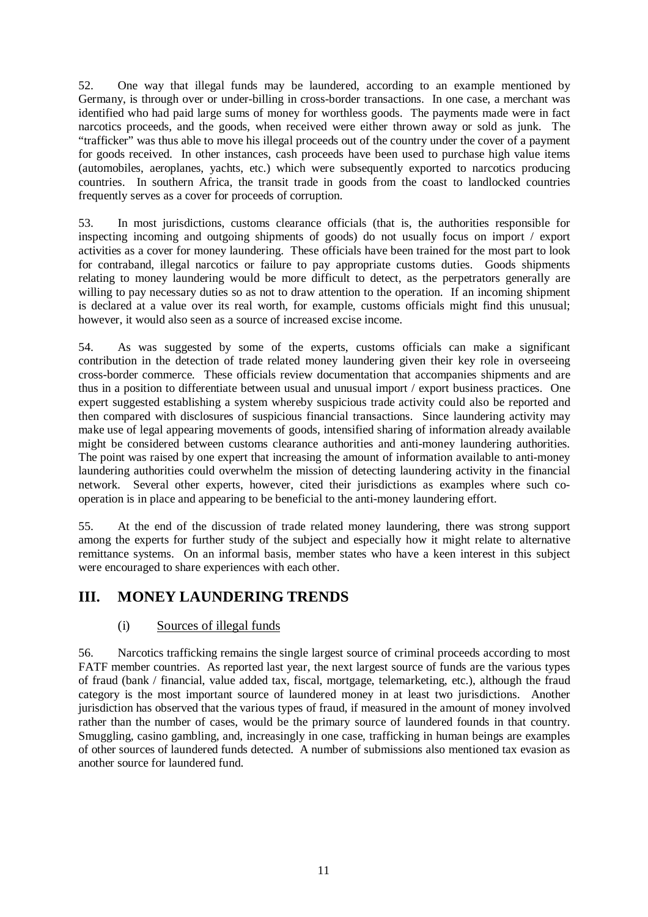52. One way that illegal funds may be laundered, according to an example mentioned by Germany, is through over or under-billing in cross-border transactions. In one case, a merchant was identified who had paid large sums of money for worthless goods. The payments made were in fact narcotics proceeds, and the goods, when received were either thrown away or sold as junk. The "trafficker" was thus able to move his illegal proceeds out of the country under the cover of a payment for goods received. In other instances, cash proceeds have been used to purchase high value items (automobiles, aeroplanes, yachts, etc.) which were subsequently exported to narcotics producing countries. In southern Africa, the transit trade in goods from the coast to landlocked countries frequently serves as a cover for proceeds of corruption.

53. In most jurisdictions, customs clearance officials (that is, the authorities responsible for inspecting incoming and outgoing shipments of goods) do not usually focus on import / export activities as a cover for money laundering. These officials have been trained for the most part to look for contraband, illegal narcotics or failure to pay appropriate customs duties. Goods shipments relating to money laundering would be more difficult to detect, as the perpetrators generally are willing to pay necessary duties so as not to draw attention to the operation. If an incoming shipment is declared at a value over its real worth, for example, customs officials might find this unusual; however, it would also seen as a source of increased excise income.

54. As was suggested by some of the experts, customs officials can make a significant contribution in the detection of trade related money laundering given their key role in overseeing cross-border commerce. These officials review documentation that accompanies shipments and are thus in a position to differentiate between usual and unusual import / export business practices. One expert suggested establishing a system whereby suspicious trade activity could also be reported and then compared with disclosures of suspicious financial transactions. Since laundering activity may make use of legal appearing movements of goods, intensified sharing of information already available might be considered between customs clearance authorities and anti-money laundering authorities. The point was raised by one expert that increasing the amount of information available to anti-money laundering authorities could overwhelm the mission of detecting laundering activity in the financial network. Several other experts, however, cited their jurisdictions as examples where such co-operation is in place and appearing to be beneficial to the anti-money laundering effort.

55. At the end of the discussion of trade related money laundering, there was strong support among the experts for further study of the subject and especially how it might relate to alternative remittance systems. On an informal basis, member states who have a keen interest in this subject were encouraged to share experiences with each other.

## III. MONEY LAUNDERING TRENDS

### (i) Sources of illegal funds

56. Narcotics trafficking remains the single largest source of criminal proceeds according to most FATF member countries. As reported last year, the next largest source of funds are the various types of fraud (bank / financial, value added tax, fiscal, mortgage, telemarketing, etc.), although the fraud category is the most important source of laundered money in at least two jurisdictions. Another jurisdiction has observed that the various types of fraud, if measured in the amount of money involved rather than the number of cases, would be the primary source of laundered founds in that country. Smuggling, casino gambling, and, increasingly in one case, trafficking in human beings are examples of other sources of laundered funds detected. A number of submissions also mentioned tax evasion as another source for laundered fund.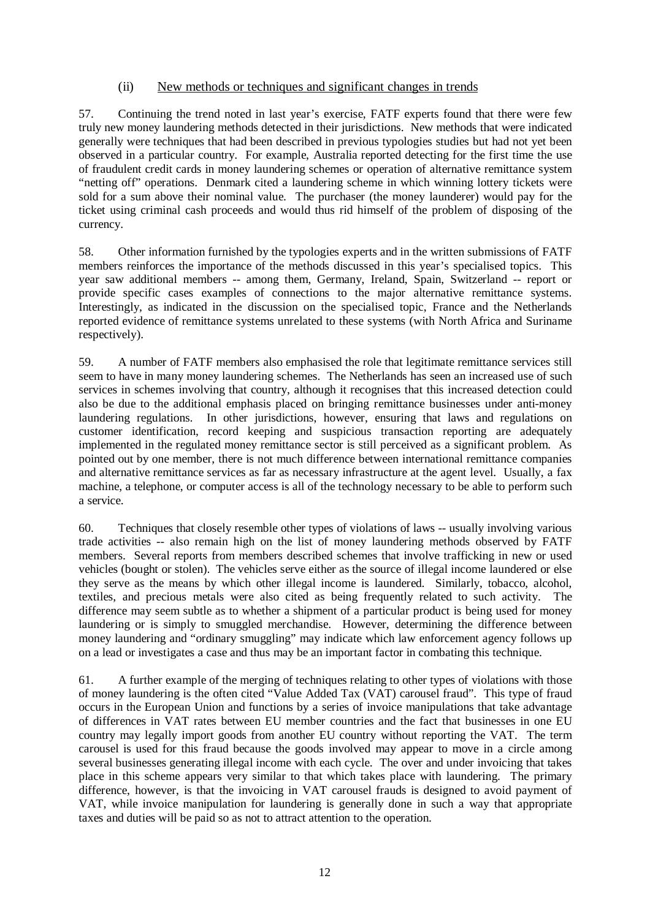### (ii) New methods or techniques and significant changes in trends

57. Continuing the trend noted in last year's exercise, FATF experts found that there were few truly new money laundering methods detected in their jurisdictions. New methods that were indicated generally were techniques that had been described in previous typologies studies but had not yet been observed in a particular country. For example, Australia reported detecting for the first time the use of fraudulent credit cards in money laundering schemes or operation of alternative remittance system "netting off" operations. Denmark cited a laundering scheme in which winning lottery tickets were sold for a sum above their nominal value. The purchaser (the money launderer) would pay for the ticket using criminal cash proceeds and would thus rid himself of the problem of disposing of the currency.

58. Other information furnished by the typologies experts and in the written submissions of FATF members reinforces the importance of the methods discussed in this year's specialised topics. This year saw additional members -- among them, Germany, Ireland, Spain, Switzerland -- report or provide specific cases examples of connections to the major alternative remittance systems. Interestingly, as indicated in the discussion on the specialised topic, France and the Netherlands reported evidence of remittance systems unrelated to these systems (with North Africa and Suriname respectively).

59. A number of FATF members also emphasised the role that legitimate remittance services still seem to have in many money laundering schemes. The Netherlands has seen an increased use of such services in schemes involving that country, although it recognises that this increased detection could also be due to the additional emphasis placed on bringing remittance businesses under anti-money laundering regulations. In other jurisdictions, however, ensuring that laws and regulations on customer identification, record keeping and suspicious transaction reporting are adequately implemented in the regulated money remittance sector is still perceived as a significant problem. As pointed out by one member, there is not much difference between international remittance companies and alternative remittance services as far as necessary infrastructure at the agent level. Usually, a fax machine, a telephone, or computer access is all of the technology necessary to be able to perform such a service.

60. Techniques that closely resemble other types of violations of laws -- usually involving various trade activities -- also remain high on the list of money laundering methods observed by FATF members. Several reports from members described schemes that involve trafficking in new or used vehicles (bought or stolen). The vehicles serve either as the source of illegal income laundered or else they serve as the means by which other illegal income is laundered. Similarly, tobacco, alcohol, textiles, and precious metals were also cited as being frequently related to such activity. The difference may seem subtle as to whether a shipment of a particular product is being used for money laundering or is simply to smuggled merchandise. However, determining the difference between money laundering and "ordinary smuggling" may indicate which law enforcement agency follows up on a lead or investigates a case and thus may be an important factor in combating this technique.

61. A further example of the merging of techniques relating to other types of violations with those of money laundering is the often cited "Value Added Tax (VAT) carousel fraud". This type of fraud occurs in the European Union and functions by a series of invoice manipulations that take advantage of differences in VAT rates between EU member countries and the fact that businesses in one EU country may legally import goods from another EU country without reporting the VAT. The term carousel is used for this fraud because the goods involved may appear to move in a circle among several businesses generating illegal income with each cycle. The over and under invoicing that takes place in this scheme appears very similar to that which takes place with laundering. The primary difference, however, is that the invoicing in VAT carousel frauds is designed to avoid payment of VAT, while invoice manipulation for laundering is generally done in such a way that appropriate taxes and duties will be paid so as not to attract attention to the operation.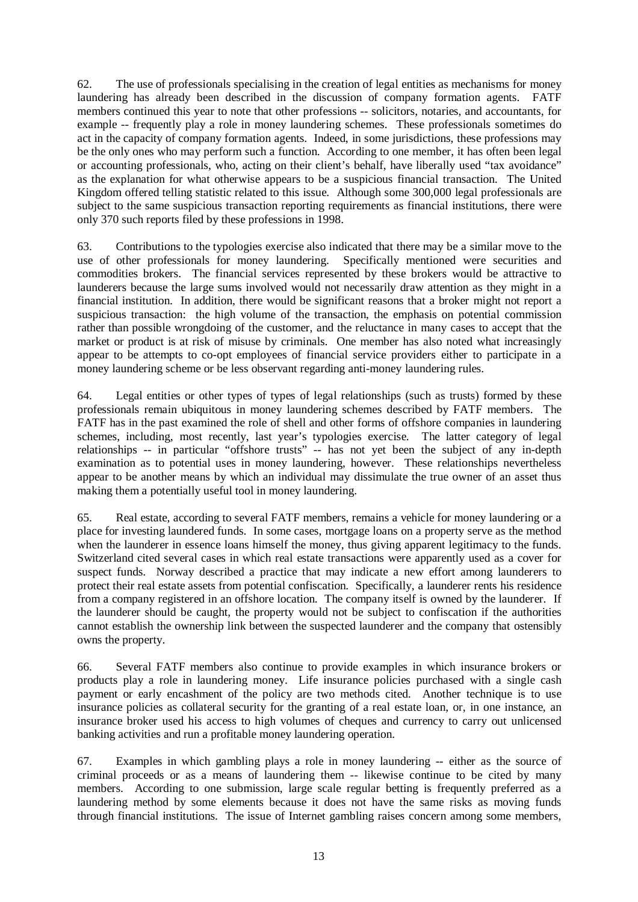62. The use of professionals specialising in the creation of legal entities as mechanisms for money laundering has already been described in the discussion of company formation agents. FATF members continued this year to note that other professions -- solicitors, notaries, and accountants, for example -- frequently play a role in money laundering schemes. These professionals sometimes do act in the capacity of company formation agents. Indeed, in some jurisdictions, these professions may be the only ones who may perform such a function. According to one member, it has often been legal or accounting professionals, who, acting on their client's behalf, have liberally used "tax avoidance" as the explanation for what otherwise appears to be a suspicious financial transaction. The United Kingdom offered telling statistic related to this issue. Although some 300,000 legal professionals are subject to the same suspicious transaction reporting requirements as financial institutions, there were only 370 such reports filed by these professions in 1998.

63. Contributions to the typologies exercise also indicated that there may be a similar move to the use of other professionals for money laundering. Specifically mentioned were securities and commodities brokers. The financial services represented by these brokers would be attractive to launderers because the large sums involved would not necessarily draw attention as they might in a financial institution. In addition, there would be significant reasons that a broker might not report a suspicious transaction: the high volume of the transaction, the emphasis on potential commission rather than possible wrongdoing of the customer, and the reluctance in many cases to accept that the market or product is at risk of misuse by criminals. One member has also noted what increasingly appear to be attempts to co-opt employees of financial service providers either to participate in a money laundering scheme or be less observant regarding anti-money laundering rules.

64. Legal entities or other types of types of legal relationships (such as trusts) formed by these professionals remain ubiquitous in money laundering schemes described by FATF members. The FATF has in the past examined the role of shell and other forms of offshore companies in laundering schemes, including, most recently, last year's typologies exercise. The latter category of legal relationships -- in particular "offshore trusts" -- has not yet been the subject of any in-depth examination as to potential uses in money laundering, however. These relationships nevertheless appear to be another means by which an individual may dissimulate the true owner of an asset thus making them a potentially useful tool in money laundering.

65. Real estate, according to several FATF members, remains a vehicle for money laundering or a place for investing laundered funds. In some cases, mortgage loans on a property serve as the method when the launderer in essence loans himself the money, thus giving apparent legitimacy to the funds. Switzerland cited several cases in which real estate transactions were apparently used as a cover for suspect funds. Norway described a practice that may indicate a new effort among launderers to protect their real estate assets from potential confiscation. Specifically, a launderer rents his residence from a company registered in an offshore location. The company itself is owned by the launderer. If the launderer should be caught, the property would not be subject to confiscation if the authorities cannot establish the ownership link between the suspected launderer and the company that ostensibly owns the property.

66. Several FATF members also continue to provide examples in which insurance brokers or products play a role in laundering money. Life insurance policies purchased with a single cash payment or early encashment of the policy are two methods cited. Another technique is to use insurance policies as collateral security for the granting of a real estate loan, or, in one instance, an insurance broker used his access to high volumes of cheques and currency to carry out unlicensed banking activities and run a profitable money laundering operation.

67. Examples in which gambling plays a role in money laundering -- either as the source of criminal proceeds or as a means of laundering them -- likewise continue to be cited by many members. According to one submission, large scale regular betting is frequently preferred as a laundering method by some elements because it does not have the same risks as moving funds through financial institutions. The issue of Internet gambling raises concern among some members,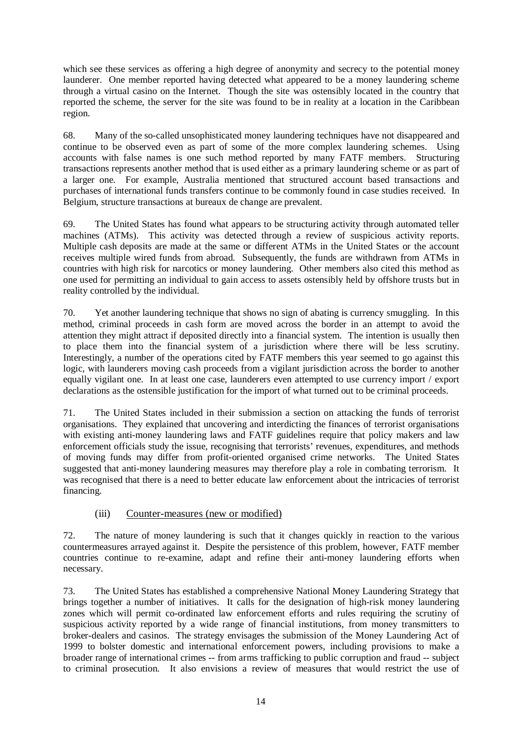which see these services as offering a high degree of anonymity and secrecy to the potential money launderer. One member reported having detected what appeared to be a money laundering scheme through a virtual casino on the Internet. Though the site was ostensibly located in the country that reported the scheme, the server for the site was found to be in reality at a location in the Caribbean region.

68. Many of the so-called unsophisticated money laundering techniques have not disappeared and continue to be observed even as part of some of the more complex laundering schemes. Using accounts with false names is one such method reported by many FATF members. Structuring transactions represents another method that is used either as a primary laundering scheme or as part of a larger one. For example, Australia mentioned that structured account based transactions and purchases of international funds transfers continue to be commonly found in case studies received. In Belgium, structure transactions at bureaux de change are prevalent.

69. The United States has found what appears to be structuring activity through automated teller machines (ATMs). This activity was detected through a review of suspicious activity reports. Multiple cash deposits are made at the same or different ATMs in the United States or the account receives multiple wired funds from abroad. Subsequently, the funds are withdrawn from ATMs in countries with high risk for narcotics or money laundering. Other members also cited this method as one used for permitting an individual to gain access to assets ostensibly held by offshore trusts but in reality controlled by the individual.

70. Yet another laundering technique that shows no sign of abating is currency smuggling. In this method, criminal proceeds in cash form are moved across the border in an attempt to avoid the attention they might attract if deposited directly into a financial system. The intention is usually then to place them into the financial system of a jurisdiction where there will be less scrutiny. Interestingly, a number of the operations cited by FATF members this year seemed to go against this logic, with launderers moving cash proceeds from a vigilant jurisdiction across the border to another equally vigilant one. In at least one case, launderers even attempted to use currency import / export declarations as the ostensible justification for the import of what turned out to be criminal proceeds.

71. The United States included in their submission a section on attacking the funds of terrorist organisations. They explained that uncovering and interdicting the finances of terrorist organisations with existing anti-money laundering laws and FATF guidelines require that policy makers and law enforcement officials study the issue, recognising that terrorists' revenues, expenditures, and methods of moving funds may differ from profit-oriented organised crime networks. The United States suggested that anti-money laundering measures may therefore play a role in combating terrorism. It was recognised that there is a need to better educate law enforcement about the intricacies of terrorist financing.

### (iii) Counter-measures (new or modified)

72. The nature of money laundering is such that it changes quickly in reaction to the various countermeasures arrayed against it. Despite the persistence of this problem, however, FATF member countries continue to re-examine, adapt and refine their anti-money laundering efforts when necessary.

73. The United States has established a comprehensive National Money Laundering Strategy that brings together a number of initiatives. It calls for the designation of high-risk money laundering zones which will permit co-ordinated law enforcement efforts and rules requiring the scrutiny of suspicious activity reported by a wide range of financial institutions, from money transmitters to broker-dealers and casinos. The strategy envisages the submission of the Money Laundering Act of 1999 to bolster domestic and international enforcement powers, including provisions to make a broader range of international crimes -- from arms trafficking to public corruption and fraud -- subject to criminal prosecution. It also envisions a review of measures that would restrict the use of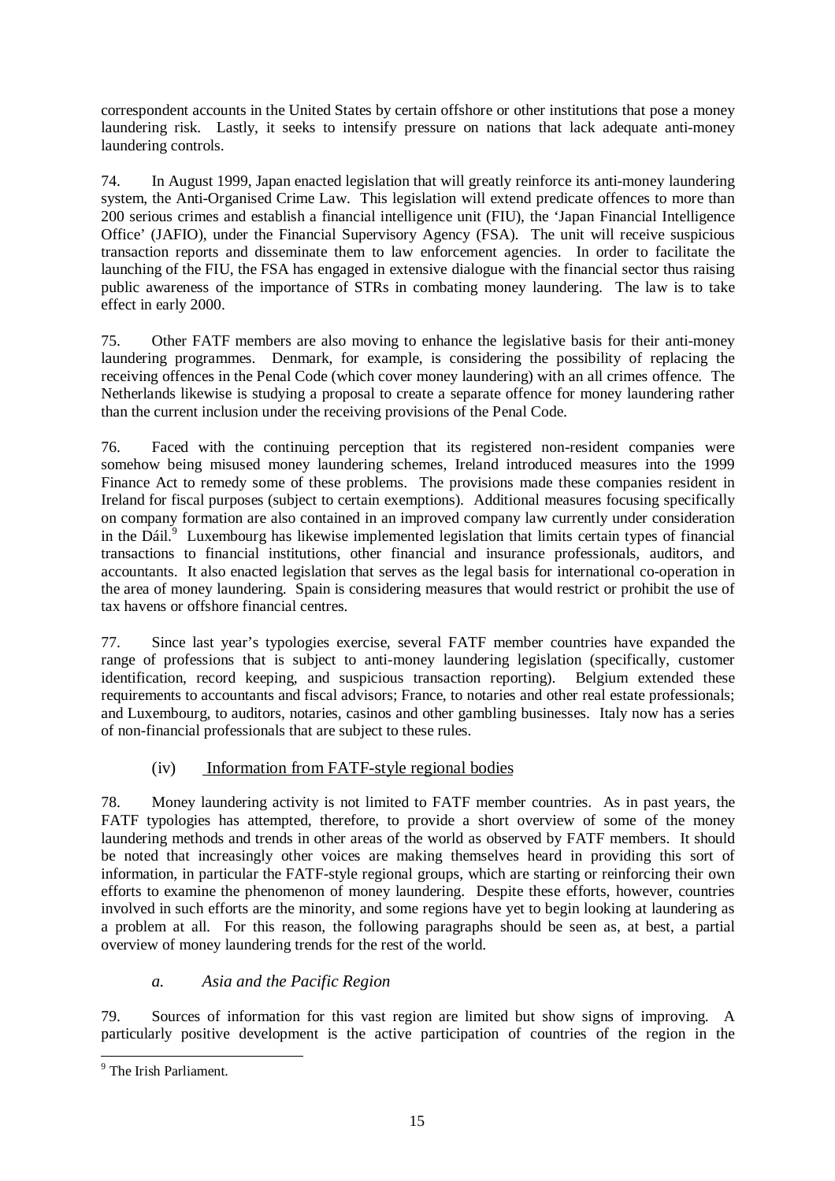correspondent accounts in the United States by certain offshore or other institutions that pose a money laundering risk. Lastly, it seeks to intensify pressure on nations that lack adequate anti-money laundering controls.

74. In August 1999, Japan enacted legislation that will greatly reinforce its anti-money laundering system, the Anti-Organised Crime Law. This legislation will extend predicate offences to more than 200 serious crimes and establish a financial intelligence unit (FIU), the 'Japan Financial Intelligence Office' (JAFIO), under the Financial Supervisory Agency (FSA). The unit will receive suspicious transaction reports and disseminate them to law enforcement agencies. In order to facilitate the launching of the FIU, the FSA has engaged in extensive dialogue with the financial sector thus raising public awareness of the importance of STRs in combating money laundering. The law is to take effect in early 2000.

75. Other FATF members are also moving to enhance the legislative basis for their anti-money laundering programmes. Denmark, for example, is considering the possibility of replacing the receiving offences in the Penal Code (which cover money laundering) with an all crimes offence. The Netherlands likewise is studying a proposal to create a separate offence for money laundering rather than the current inclusion under the receiving provisions of the Penal Code.

76. Faced with the continuing perception that its registered non-resident companies were somehow being misused money laundering schemes, Ireland introduced measures into the 1999 Finance Act to remedy some of these problems. The provisions made these companies resident in Ireland for fiscal purposes (subject to certain exemptions). Additional measures focusing specifically on company formation are also contained in an improved company law currently under consideration in the Dáil.[9] Luxembourg has likewise implemented legislation that limits certain types of financial transactions to financial institutions, other financial and insurance professionals, auditors, and accountants. It also enacted legislation that serves as the legal basis for international co-operation in the area of money laundering. Spain is considering measures that would restrict or prohibit the use of tax havens or offshore financial centres.

77. Since last year's typologies exercise, several FATF member countries have expanded the range of professions that is subject to anti-money laundering legislation (specifically, customer identification, record keeping, and suspicious transaction reporting). Belgium extended these requirements to accountants and fiscal advisors; France, to notaries and other real estate professionals; and Luxembourg, to auditors, notaries, casinos and other gambling businesses. Italy now has a series of non-financial professionals that are subject to these rules.

### (iv) Information from FATF-style regional bodies

78. Money laundering activity is not limited to FATF member countries. As in past years, the FATF typologies has attempted, therefore, to provide a short overview of some of the money laundering methods and trends in other areas of the world as observed by FATF members. It should be noted that increasingly other voices are making themselves heard in providing this sort of information, in particular the FATF-style regional groups, which are starting or reinforcing their own efforts to examine the phenomenon of money laundering. Despite these efforts, however, countries involved in such efforts are the minority, and some regions have yet to begin looking at laundering as a problem at all. For this reason, the following paragraphs should be seen as, at best, a partial overview of money laundering trends for the rest of the world.

#### *a. Asia and the Pacific Region*

79. Sources of information for this vast region are limited but show signs of improving. A particularly positive development is the active participation of countries of the region in the

---

[9] The Irish Parliament.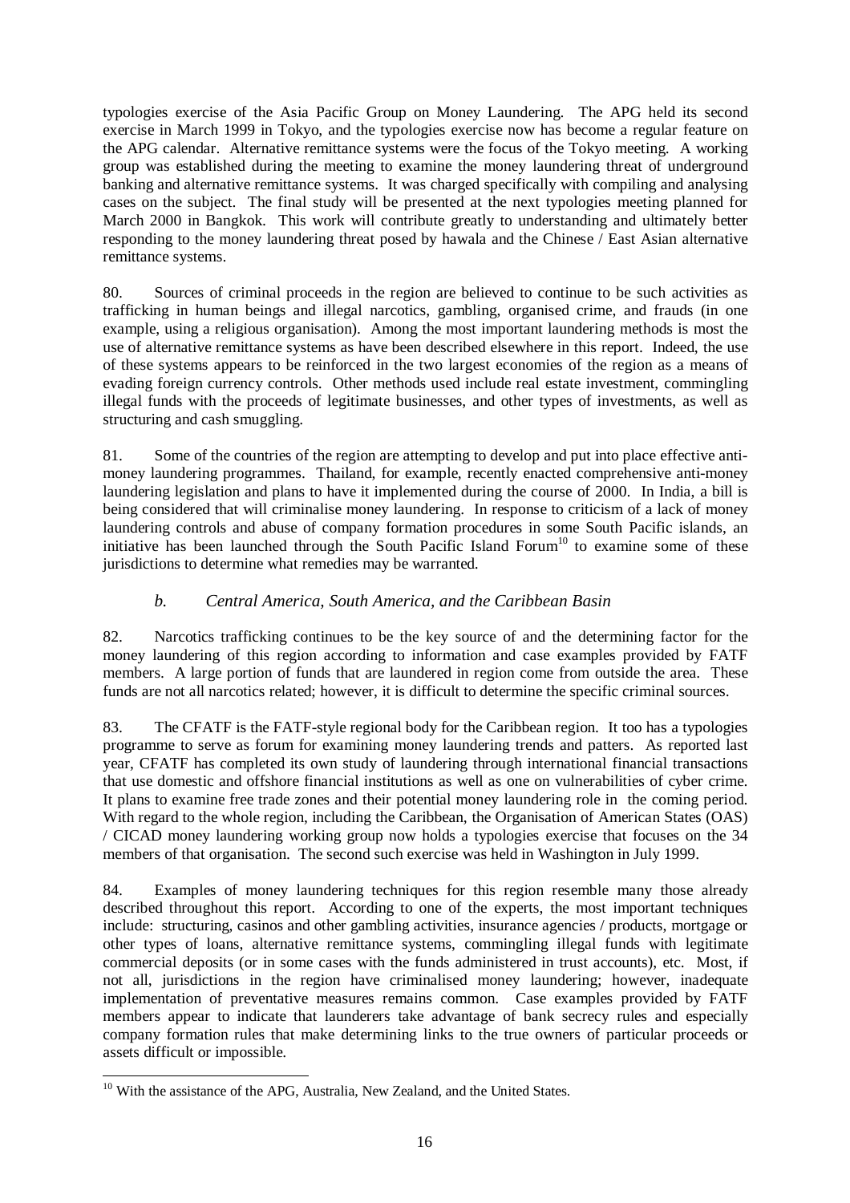typologies exercise of the Asia Pacific Group on Money Laundering. The APG held its second exercise in March 1999 in Tokyo, and the typologies exercise now has become a regular feature on the APG calendar. Alternative remittance systems were the focus of the Tokyo meeting. A working group was established during the meeting to examine the money laundering threat of underground banking and alternative remittance systems. It was charged specifically with compiling and analysing cases on the subject. The final study will be presented at the next typologies meeting planned for March 2000 in Bangkok. This work will contribute greatly to understanding and ultimately better responding to the money laundering threat posed by hawala and the Chinese / East Asian alternative remittance systems.

80. Sources of criminal proceeds in the region are believed to continue to be such activities as trafficking in human beings and illegal narcotics, gambling, organised crime, and frauds (in one example, using a religious organisation). Among the most important laundering methods is most the use of alternative remittance systems as have been described elsewhere in this report. Indeed, the use of these systems appears to be reinforced in the two largest economies of the region as a means of evading foreign currency controls. Other methods used include real estate investment, commingling illegal funds with the proceeds of legitimate businesses, and other types of investments, as well as structuring and cash smuggling.

81. Some of the countries of the region are attempting to develop and put into place effective anti-money laundering programmes. Thailand, for example, recently enacted comprehensive anti-money laundering legislation and plans to have it implemented during the course of 2000. In India, a bill is being considered that will criminalise money laundering. In response to criticism of a lack of money laundering controls and abuse of company formation procedures in some South Pacific islands, an initiative has been launched through the South Pacific Island Forum[10] to examine some of these jurisdictions to determine what remedies may be warranted.

### *b. Central America, South America, and the Caribbean Basin*

82. Narcotics trafficking continues to be the key source of and the determining factor for the money laundering of this region according to information and case examples provided by FATF members. A large portion of funds that are laundered in region come from outside the area. These funds are not all narcotics related; however, it is difficult to determine the specific criminal sources.

83. The CFATF is the FATF-style regional body for the Caribbean region. It too has a typologies programme to serve as forum for examining money laundering trends and patters. As reported last year, CFATF has completed its own study of laundering through international financial transactions that use domestic and offshore financial institutions as well as one on vulnerabilities of cyber crime. It plans to examine free trade zones and their potential money laundering role in the coming period. With regard to the whole region, including the Caribbean, the Organisation of American States (OAS) / CICAD money laundering working group now holds a typologies exercise that focuses on the 34 members of that organisation. The second such exercise was held in Washington in July 1999.

84. Examples of money laundering techniques for this region resemble many those already described throughout this report. According to one of the experts, the most important techniques include: structuring, casinos and other gambling activities, insurance agencies / products, mortgage or other types of loans, alternative remittance systems, commingling illegal funds with legitimate commercial deposits (or in some cases with the funds administered in trust accounts), etc. Most, if not all, jurisdictions in the region have criminalised money laundering; however, inadequate implementation of preventative measures remains common. Case examples provided by FATF members appear to indicate that launderers take advantage of bank secrecy rules and especially company formation rules that make determining links to the true owners of particular proceeds or assets difficult or impossible.

---

[10] With the assistance of the APG, Australia, New Zealand, and the United States.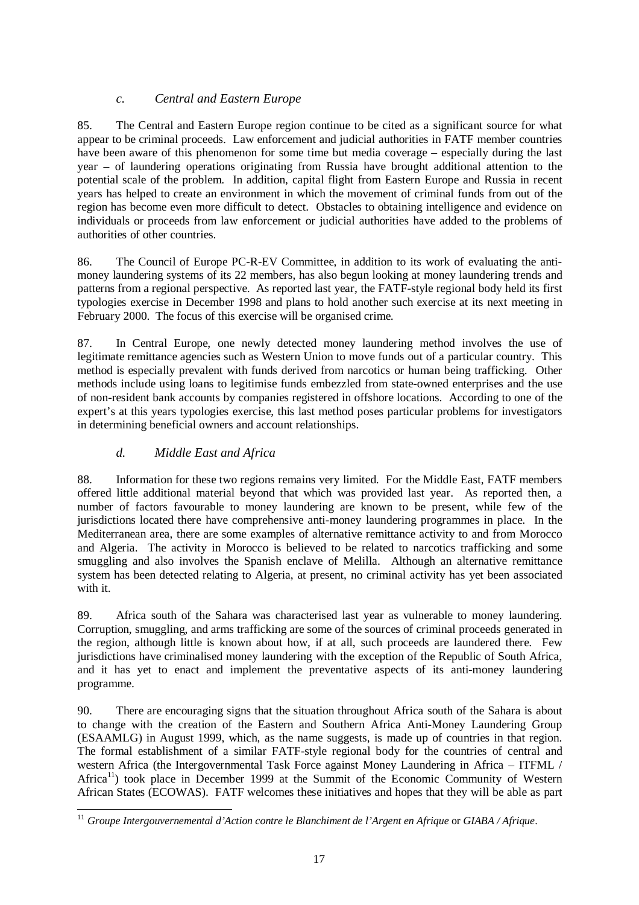### *c. Central and Eastern Europe*

85. The Central and Eastern Europe region continue to be cited as a significant source for what appear to be criminal proceeds. Law enforcement and judicial authorities in FATF member countries have been aware of this phenomenon for some time but media coverage – especially during the last year – of laundering operations originating from Russia have brought additional attention to the potential scale of the problem. In addition, capital flight from Eastern Europe and Russia in recent years has helped to create an environment in which the movement of criminal funds from out of the region has become even more difficult to detect. Obstacles to obtaining intelligence and evidence on individuals or proceeds from law enforcement or judicial authorities have added to the problems of authorities of other countries.

86. The Council of Europe PC-R-EV Committee, in addition to its work of evaluating the anti-money laundering systems of its 22 members, has also begun looking at money laundering trends and patterns from a regional perspective. As reported last year, the FATF-style regional body held its first typologies exercise in December 1998 and plans to hold another such exercise at its next meeting in February 2000. The focus of this exercise will be organised crime.

87. In Central Europe, one newly detected money laundering method involves the use of legitimate remittance agencies such as Western Union to move funds out of a particular country. This method is especially prevalent with funds derived from narcotics or human being trafficking. Other methods include using loans to legitimise funds embezzled from state-owned enterprises and the use of non-resident bank accounts by companies registered in offshore locations. According to one of the expert's at this years typologies exercise, this last method poses particular problems for investigators in determining beneficial owners and account relationships.

### *d. Middle East and Africa*

88. Information for these two regions remains very limited. For the Middle East, FATF members offered little additional material beyond that which was provided last year. As reported then, a number of factors favourable to money laundering are known to be present, while few of the jurisdictions located there have comprehensive anti-money laundering programmes in place. In the Mediterranean area, there are some examples of alternative remittance activity to and from Morocco and Algeria. The activity in Morocco is believed to be related to narcotics trafficking and some smuggling and also involves the Spanish enclave of Melilla. Although an alternative remittance system has been detected relating to Algeria, at present, no criminal activity has yet been associated with it.

89. Africa south of the Sahara was characterised last year as vulnerable to money laundering. Corruption, smuggling, and arms trafficking are some of the sources of criminal proceeds generated in the region, although little is known about how, if at all, such proceeds are laundered there. Few jurisdictions have criminalised money laundering with the exception of the Republic of South Africa, and it has yet to enact and implement the preventative aspects of its anti-money laundering programme.

90. There are encouraging signs that the situation throughout Africa south of the Sahara is about to change with the creation of the Eastern and Southern Africa Anti-Money Laundering Group (ESAAMLG) in August 1999, which, as the name suggests, is made up of countries in that region. The formal establishment of a similar FATF-style regional body for the countries of central and western Africa (the Intergovernmental Task Force against Money Laundering in Africa – ITFML / Africa[11]) took place in December 1999 at the Summit of the Economic Community of Western African States (ECOWAS). FATF welcomes these initiatives and hopes that they will be able as part

---

[11] *Groupe Intergouvernemental d'Action contre le Blanchiment de l'Argent en Afrique* or *GIABA / Afrique*.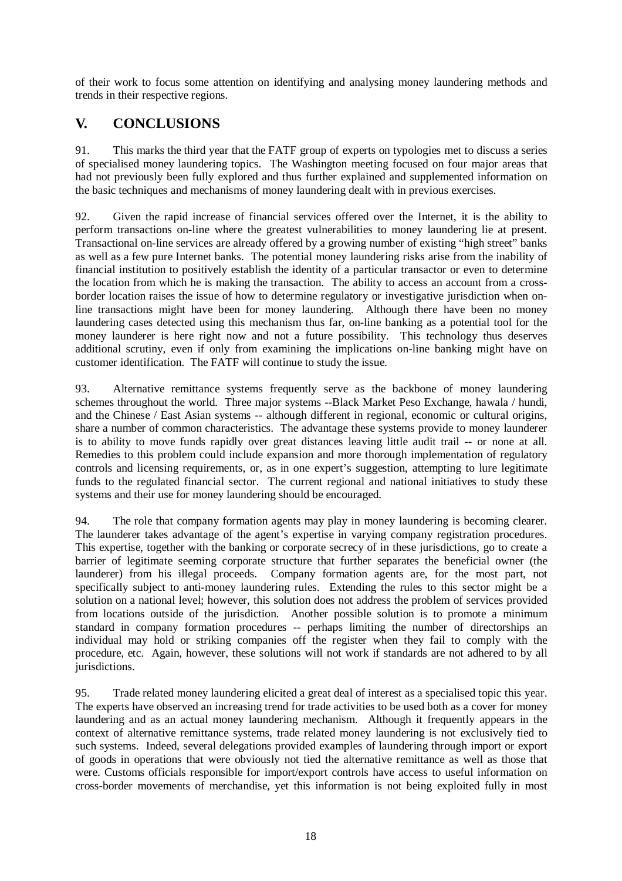of their work to focus some attention on identifying and analysing money laundering methods and trends in their respective regions.

## V. CONCLUSIONS

91. This marks the third year that the FATF group of experts on typologies met to discuss a series of specialised money laundering topics. The Washington meeting focused on four major areas that had not previously been fully explored and thus further explained and supplemented information on the basic techniques and mechanisms of money laundering dealt with in previous exercises.

92. Given the rapid increase of financial services offered over the Internet, it is the ability to perform transactions on-line where the greatest vulnerabilities to money laundering lie at present. Transactional on-line services are already offered by a growing number of existing "high street" banks as well as a few pure Internet banks. The potential money laundering risks arise from the inability of financial institution to positively establish the identity of a particular transactor or even to determine the location from which he is making the transaction. The ability to access an account from a cross-border location raises the issue of how to determine regulatory or investigative jurisdiction when on-line transactions might have been for money laundering. Although there have been no money laundering cases detected using this mechanism thus far, on-line banking as a potential tool for the money launderer is here right now and not a future possibility. This technology thus deserves additional scrutiny, even if only from examining the implications on-line banking might have on customer identification. The FATF will continue to study the issue.

93. Alternative remittance systems frequently serve as the backbone of money laundering schemes throughout the world. Three major systems --Black Market Peso Exchange, hawala / hundi, and the Chinese / East Asian systems -- although different in regional, economic or cultural origins, share a number of common characteristics. The advantage these systems provide to money launderer is to ability to move funds rapidly over great distances leaving little audit trail -- or none at all. Remedies to this problem could include expansion and more thorough implementation of regulatory controls and licensing requirements, or, as in one expert's suggestion, attempting to lure legitimate funds to the regulated financial sector. The current regional and national initiatives to study these systems and their use for money laundering should be encouraged.

94. The role that company formation agents may play in money laundering is becoming clearer. The launderer takes advantage of the agent's expertise in varying company registration procedures. This expertise, together with the banking or corporate secrecy of in these jurisdictions, go to create a barrier of legitimate seeming corporate structure that further separates the beneficial owner (the launderer) from his illegal proceeds. Company formation agents are, for the most part, not specifically subject to anti-money laundering rules. Extending the rules to this sector might be a solution on a national level; however, this solution does not address the problem of services provided from locations outside of the jurisdiction. Another possible solution is to promote a minimum standard in company formation procedures -- perhaps limiting the number of directorships an individual may hold or striking companies off the register when they fail to comply with the procedure, etc. Again, however, these solutions will not work if standards are not adhered to by all jurisdictions.

95. Trade related money laundering elicited a great deal of interest as a specialised topic this year. The experts have observed an increasing trend for trade activities to be used both as a cover for money laundering and as an actual money laundering mechanism. Although it frequently appears in the context of alternative remittance systems, trade related money laundering is not exclusively tied to such systems. Indeed, several delegations provided examples of laundering through import or export of goods in operations that were obviously not tied the alternative remittance as well as those that were. Customs officials responsible for import/export controls have access to useful information on cross-border movements of merchandise, yet this information is not being exploited fully in most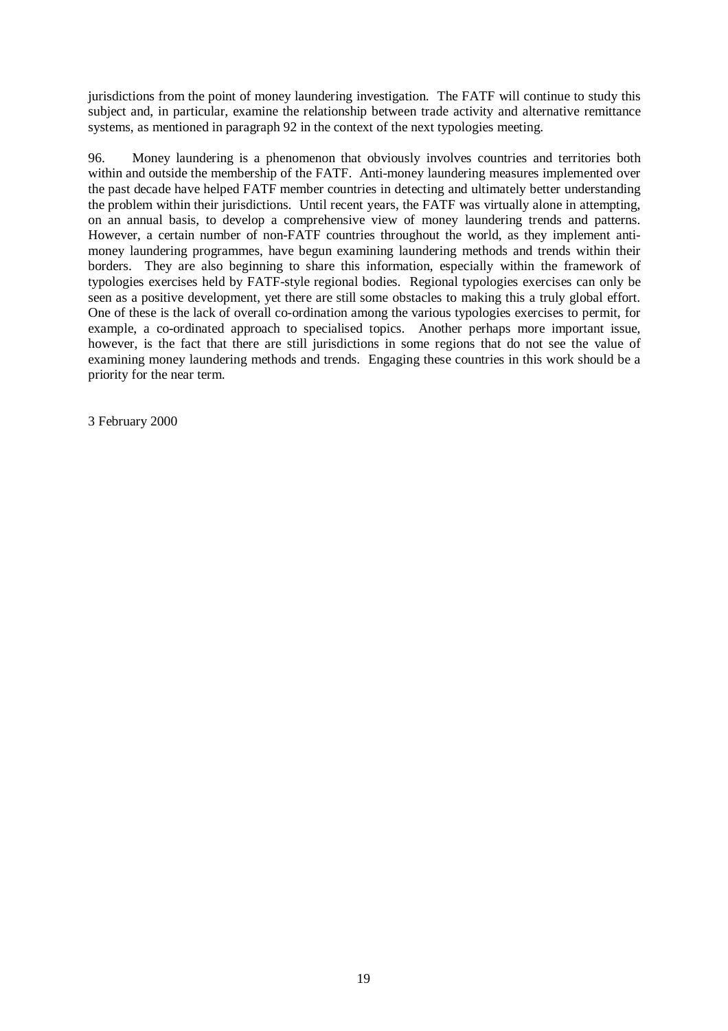jurisdictions from the point of money laundering investigation. The FATF will continue to study this subject and, in particular, examine the relationship between trade activity and alternative remittance systems, as mentioned in paragraph 92 in the context of the next typologies meeting.

96. Money laundering is a phenomenon that obviously involves countries and territories both within and outside the membership of the FATF. Anti-money laundering measures implemented over the past decade have helped FATF member countries in detecting and ultimately better understanding the problem within their jurisdictions. Until recent years, the FATF was virtually alone in attempting, on an annual basis, to develop a comprehensive view of money laundering trends and patterns. However, a certain number of non-FATF countries throughout the world, as they implement anti-money laundering programmes, have begun examining laundering methods and trends within their borders. They are also beginning to share this information, especially within the framework of typologies exercises held by FATF-style regional bodies. Regional typologies exercises can only be seen as a positive development, yet there are still some obstacles to making this a truly global effort. One of these is the lack of overall co-ordination among the various typologies exercises to permit, for example, a co-ordinated approach to specialised topics. Another perhaps more important issue, however, is the fact that there are still jurisdictions in some regions that do not see the value of examining money laundering methods and trends. Engaging these countries in this work should be a priority for the near term.

3 February 2000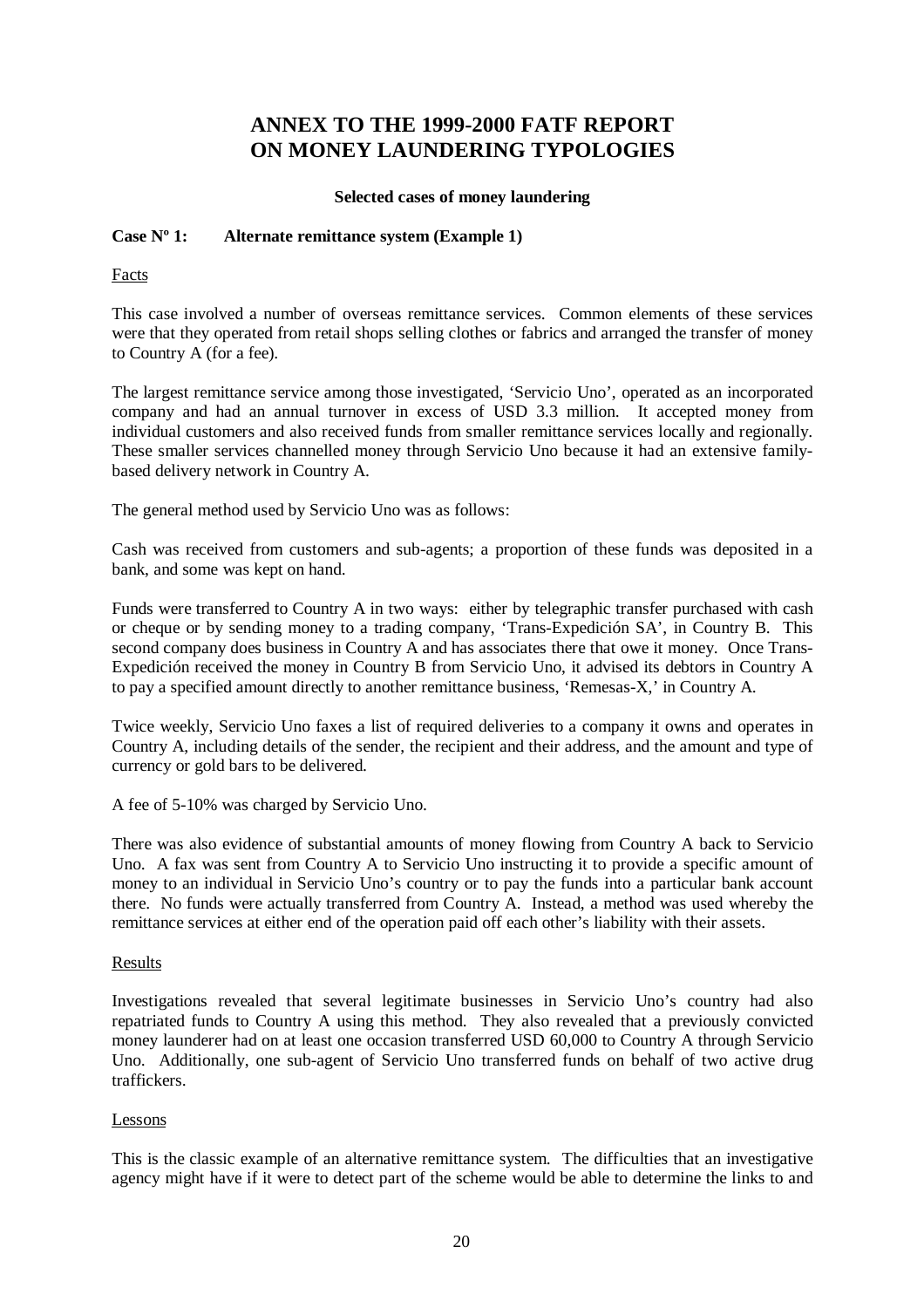# ANNEX TO THE 1999-2000 FATF REPORT ON MONEY LAUNDERING TYPOLOGIES

**Selected cases of money laundering**

**Case Nº 1: Alternate remittance system (Example 1)**

Facts

This case involved a number of overseas remittance services. Common elements of these services were that they operated from retail shops selling clothes or fabrics and arranged the transfer of money to Country A (for a fee).

The largest remittance service among those investigated, 'Servicio Uno', operated as an incorporated company and had an annual turnover in excess of USD 3.3 million. It accepted money from individual customers and also received funds from smaller remittance services locally and regionally. These smaller services channelled money through Servicio Uno because it had an extensive family-based delivery network in Country A.

The general method used by Servicio Uno was as follows:

Cash was received from customers and sub-agents; a proportion of these funds was deposited in a bank, and some was kept on hand.

Funds were transferred to Country A in two ways: either by telegraphic transfer purchased with cash or cheque or by sending money to a trading company, 'Trans-Expedición SA', in Country B. This second company does business in Country A and has associates there that owe it money. Once Trans-Expedición received the money in Country B from Servicio Uno, it advised its debtors in Country A to pay a specified amount directly to another remittance business, 'Remesas-X,' in Country A.

Twice weekly, Servicio Uno faxes a list of required deliveries to a company it owns and operates in Country A, including details of the sender, the recipient and their address, and the amount and type of currency or gold bars to be delivered.

A fee of 5-10% was charged by Servicio Uno.

There was also evidence of substantial amounts of money flowing from Country A back to Servicio Uno. A fax was sent from Country A to Servicio Uno instructing it to provide a specific amount of money to an individual in Servicio Uno's country or to pay the funds into a particular bank account there. No funds were actually transferred from Country A. Instead, a method was used whereby the remittance services at either end of the operation paid off each other's liability with their assets.

Results

Investigations revealed that several legitimate businesses in Servicio Uno's country had also repatriated funds to Country A using this method. They also revealed that a previously convicted money launderer had on at least one occasion transferred USD 60,000 to Country A through Servicio Uno. Additionally, one sub-agent of Servicio Uno transferred funds on behalf of two active drug traffickers.

Lessons

This is the classic example of an alternative remittance system. The difficulties that an investigative agency might have if it were to detect part of the scheme would be able to determine the links to and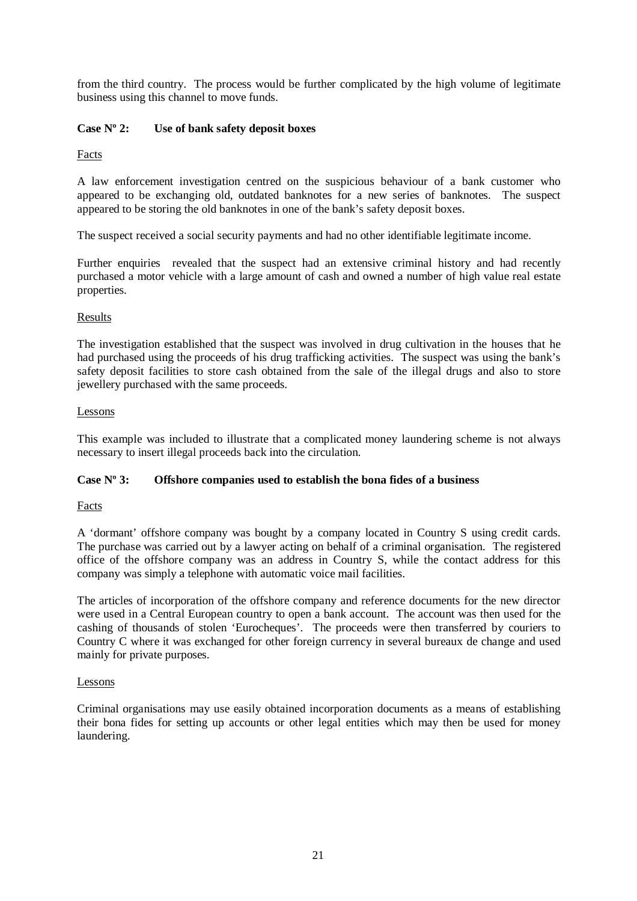from the third country. The process would be further complicated by the high volume of legitimate business using this channel to move funds.

### Case Nº 2: Use of bank safety deposit boxes

Facts

A law enforcement investigation centred on the suspicious behaviour of a bank customer who appeared to be exchanging old, outdated banknotes for a new series of banknotes. The suspect appeared to be storing the old banknotes in one of the bank's safety deposit boxes.

The suspect received a social security payments and had no other identifiable legitimate income.

Further enquiries revealed that the suspect had an extensive criminal history and had recently purchased a motor vehicle with a large amount of cash and owned a number of high value real estate properties.

Results

The investigation established that the suspect was involved in drug cultivation in the houses that he had purchased using the proceeds of his drug trafficking activities. The suspect was using the bank's safety deposit facilities to store cash obtained from the sale of the illegal drugs and also to store jewellery purchased with the same proceeds.

Lessons

This example was included to illustrate that a complicated money laundering scheme is not always necessary to insert illegal proceeds back into the circulation.

### Case Nº 3: Offshore companies used to establish the bona fides of a business

Facts

A 'dormant' offshore company was bought by a company located in Country S using credit cards. The purchase was carried out by a lawyer acting on behalf of a criminal organisation. The registered office of the offshore company was an address in Country S, while the contact address for this company was simply a telephone with automatic voice mail facilities.

The articles of incorporation of the offshore company and reference documents for the new director were used in a Central European country to open a bank account. The account was then used for the cashing of thousands of stolen 'Eurocheques'. The proceeds were then transferred by couriers to Country C where it was exchanged for other foreign currency in several bureaux de change and used mainly for private purposes.

Lessons

Criminal organisations may use easily obtained incorporation documents as a means of establishing their bona fides for setting up accounts or other legal entities which may then be used for money laundering.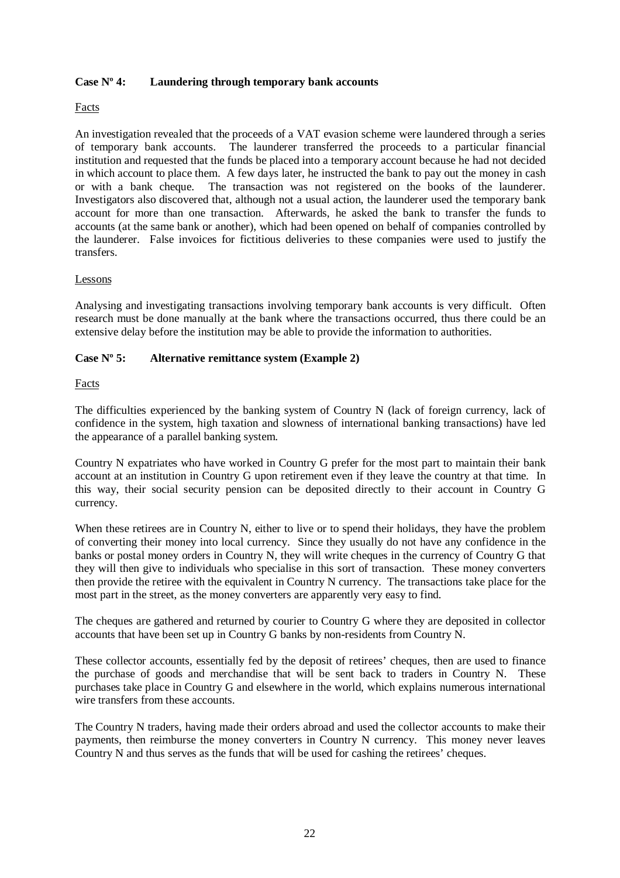### Case Nº 4: Laundering through temporary bank accounts

Facts

An investigation revealed that the proceeds of a VAT evasion scheme were laundered through a series of temporary bank accounts. The launderer transferred the proceeds to a particular financial institution and requested that the funds be placed into a temporary account because he had not decided in which account to place them. A few days later, he instructed the bank to pay out the money in cash or with a bank cheque. The transaction was not registered on the books of the launderer. Investigators also discovered that, although not a usual action, the launderer used the temporary bank account for more than one transaction. Afterwards, he asked the bank to transfer the funds to accounts (at the same bank or another), which had been opened on behalf of companies controlled by the launderer. False invoices for fictitious deliveries to these companies were used to justify the transfers.

Lessons

Analysing and investigating transactions involving temporary bank accounts is very difficult. Often research must be done manually at the bank where the transactions occurred, thus there could be an extensive delay before the institution may be able to provide the information to authorities.

### Case Nº 5: Alternative remittance system (Example 2)

Facts

The difficulties experienced by the banking system of Country N (lack of foreign currency, lack of confidence in the system, high taxation and slowness of international banking transactions) have led the appearance of a parallel banking system.

Country N expatriates who have worked in Country G prefer for the most part to maintain their bank account at an institution in Country G upon retirement even if they leave the country at that time. In this way, their social security pension can be deposited directly to their account in Country G currency.

When these retirees are in Country N, either to live or to spend their holidays, they have the problem of converting their money into local currency. Since they usually do not have any confidence in the banks or postal money orders in Country N, they will write cheques in the currency of Country G that they will then give to individuals who specialise in this sort of transaction. These money converters then provide the retiree with the equivalent in Country N currency. The transactions take place for the most part in the street, as the money converters are apparently very easy to find.

The cheques are gathered and returned by courier to Country G where they are deposited in collector accounts that have been set up in Country G banks by non-residents from Country N.

These collector accounts, essentially fed by the deposit of retirees' cheques, then are used to finance the purchase of goods and merchandise that will be sent back to traders in Country N. These purchases take place in Country G and elsewhere in the world, which explains numerous international wire transfers from these accounts.

The Country N traders, having made their orders abroad and used the collector accounts to make their payments, then reimburse the money converters in Country N currency. This money never leaves Country N and thus serves as the funds that will be used for cashing the retirees' cheques.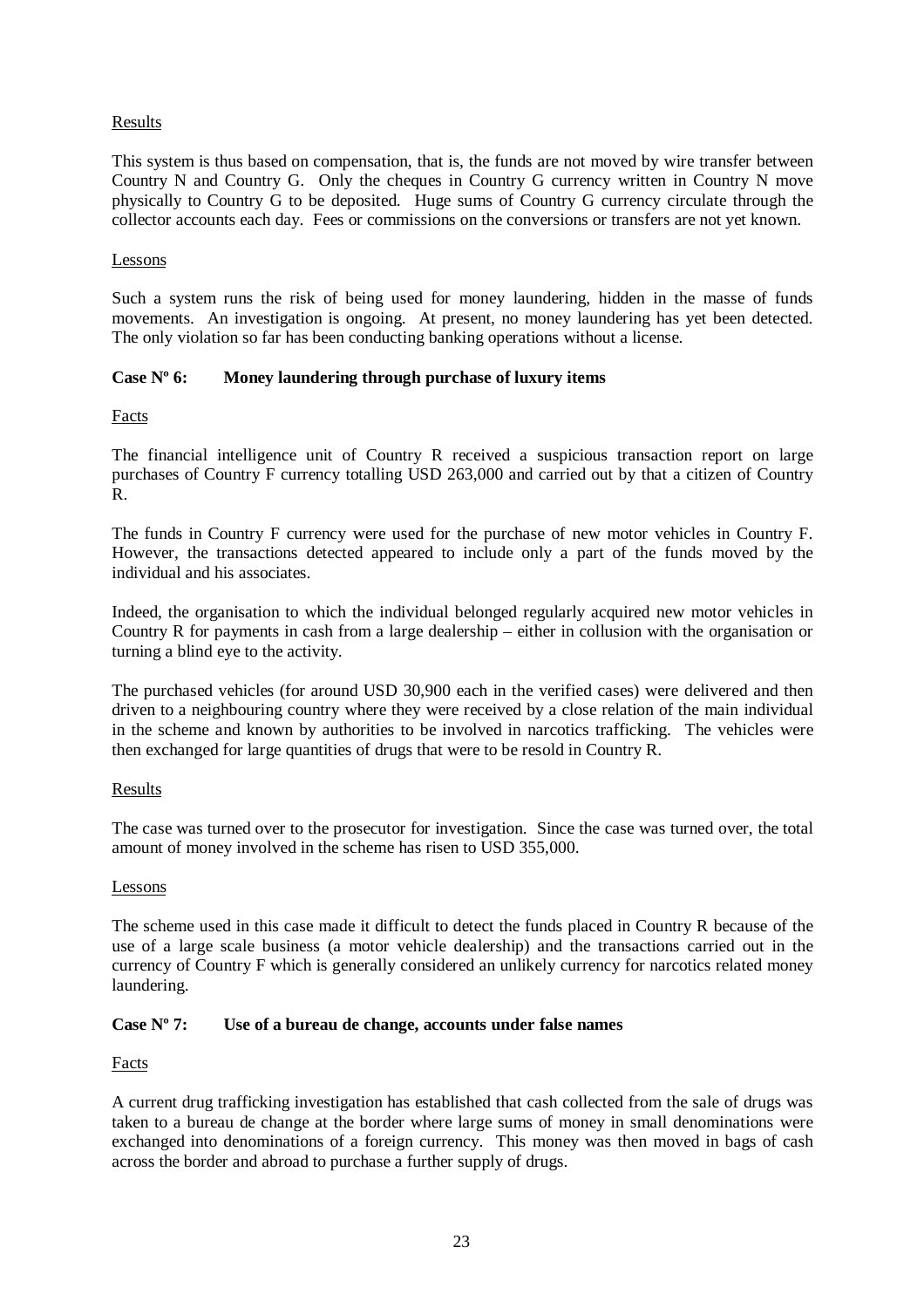Results

This system is thus based on compensation, that is, the funds are not moved by wire transfer between Country N and Country G. Only the cheques in Country G currency written in Country N move physically to Country G to be deposited. Huge sums of Country G currency circulate through the collector accounts each day. Fees or commissions on the conversions or transfers are not yet known.

Lessons

Such a system runs the risk of being used for money laundering, hidden in the masse of funds movements. An investigation is ongoing. At present, no money laundering has yet been detected. The only violation so far has been conducting banking operations without a license.

### Case Nº 6: Money laundering through purchase of luxury items

Facts

The financial intelligence unit of Country R received a suspicious transaction report on large purchases of Country F currency totalling USD 263,000 and carried out by that a citizen of Country R.

The funds in Country F currency were used for the purchase of new motor vehicles in Country F. However, the transactions detected appeared to include only a part of the funds moved by the individual and his associates.

Indeed, the organisation to which the individual belonged regularly acquired new motor vehicles in Country R for payments in cash from a large dealership – either in collusion with the organisation or turning a blind eye to the activity.

The purchased vehicles (for around USD 30,900 each in the verified cases) were delivered and then driven to a neighbouring country where they were received by a close relation of the main individual in the scheme and known by authorities to be involved in narcotics trafficking. The vehicles were then exchanged for large quantities of drugs that were to be resold in Country R.

Results

The case was turned over to the prosecutor for investigation. Since the case was turned over, the total amount of money involved in the scheme has risen to USD 355,000.

Lessons

The scheme used in this case made it difficult to detect the funds placed in Country R because of the use of a large scale business (a motor vehicle dealership) and the transactions carried out in the currency of Country F which is generally considered an unlikely currency for narcotics related money laundering.

### Case Nº 7: Use of a bureau de change, accounts under false names

Facts

A current drug trafficking investigation has established that cash collected from the sale of drugs was taken to a bureau de change at the border where large sums of money in small denominations were exchanged into denominations of a foreign currency. This money was then moved in bags of cash across the border and abroad to purchase a further supply of drugs.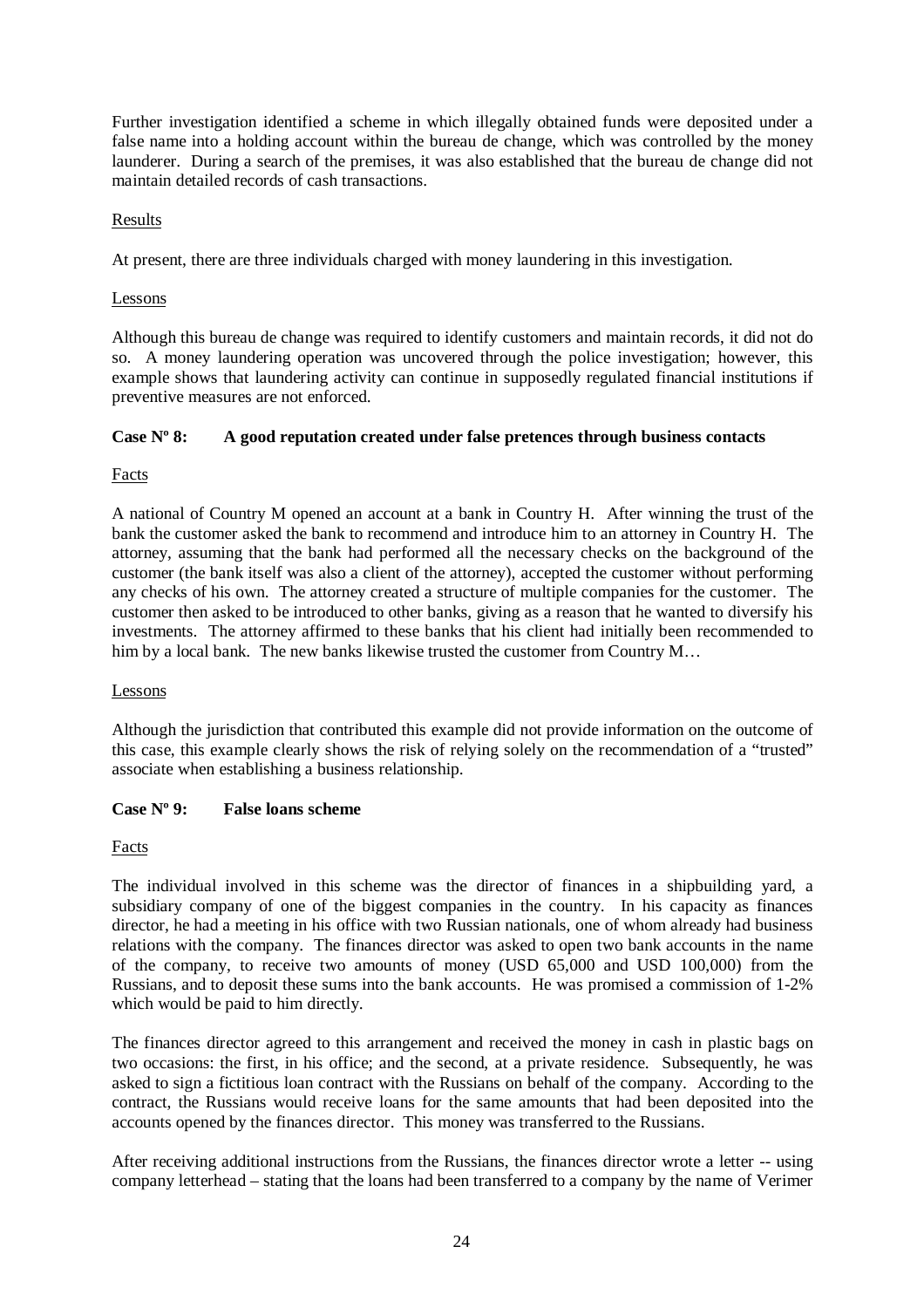Further investigation identified a scheme in which illegally obtained funds were deposited under a false name into a holding account within the bureau de change, which was controlled by the money launderer. During a search of the premises, it was also established that the bureau de change did not maintain detailed records of cash transactions.

Results

At present, there are three individuals charged with money laundering in this investigation.

Lessons

Although this bureau de change was required to identify customers and maintain records, it did not do so. A money laundering operation was uncovered through the police investigation; however, this example shows that laundering activity can continue in supposedly regulated financial institutions if preventive measures are not enforced.

### Case Nº 8: A good reputation created under false pretences through business contacts

Facts

A national of Country M opened an account at a bank in Country H. After winning the trust of the bank the customer asked the bank to recommend and introduce him to an attorney in Country H. The attorney, assuming that the bank had performed all the necessary checks on the background of the customer (the bank itself was also a client of the attorney), accepted the customer without performing any checks of his own. The attorney created a structure of multiple companies for the customer. The customer then asked to be introduced to other banks, giving as a reason that he wanted to diversify his investments. The attorney affirmed to these banks that his client had initially been recommended to him by a local bank. The new banks likewise trusted the customer from Country M…

Lessons

Although the jurisdiction that contributed this example did not provide information on the outcome of this case, this example clearly shows the risk of relying solely on the recommendation of a "trusted" associate when establishing a business relationship.

### Case Nº 9: False loans scheme

Facts

The individual involved in this scheme was the director of finances in a shipbuilding yard, a subsidiary company of one of the biggest companies in the country. In his capacity as finances director, he had a meeting in his office with two Russian nationals, one of whom already had business relations with the company. The finances director was asked to open two bank accounts in the name of the company, to receive two amounts of money (USD 65,000 and USD 100,000) from the Russians, and to deposit these sums into the bank accounts. He was promised a commission of 1-2% which would be paid to him directly.

The finances director agreed to this arrangement and received the money in cash in plastic bags on two occasions: the first, in his office; and the second, at a private residence. Subsequently, he was asked to sign a fictitious loan contract with the Russians on behalf of the company. According to the contract, the Russians would receive loans for the same amounts that had been deposited into the accounts opened by the finances director. This money was transferred to the Russians.

After receiving additional instructions from the Russians, the finances director wrote a letter -- using company letterhead – stating that the loans had been transferred to a company by the name of Verimer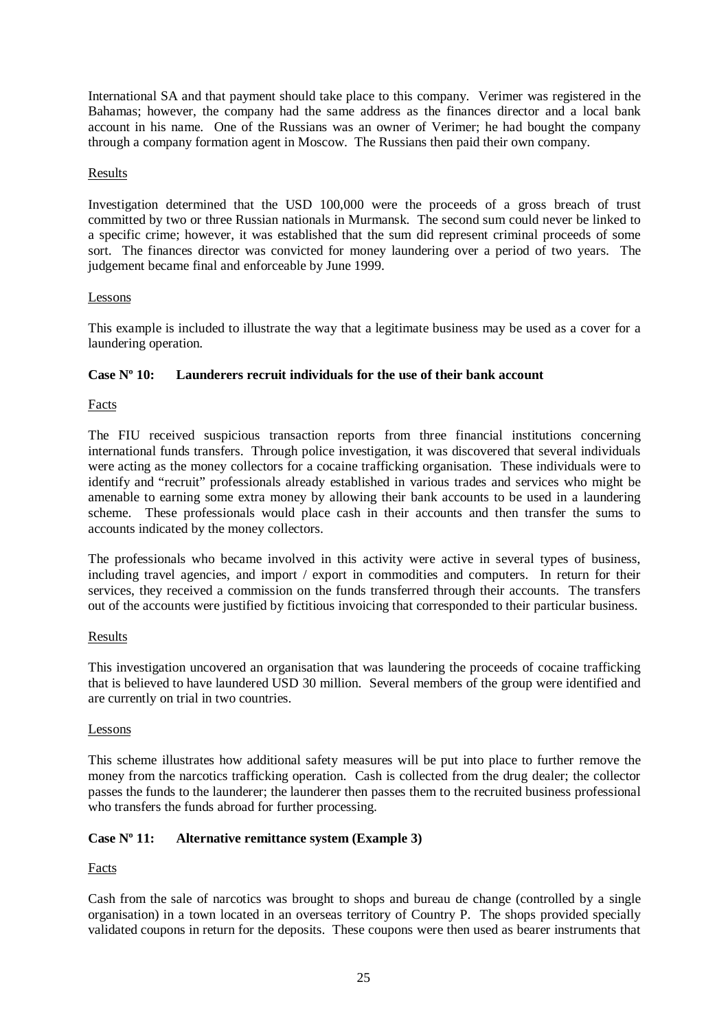International SA and that payment should take place to this company. Verimer was registered in the Bahamas; however, the company had the same address as the finances director and a local bank account in his name. One of the Russians was an owner of Verimer; he had bought the company through a company formation agent in Moscow. The Russians then paid their own company.

Results

Investigation determined that the USD 100,000 were the proceeds of a gross breach of trust committed by two or three Russian nationals in Murmansk. The second sum could never be linked to a specific crime; however, it was established that the sum did represent criminal proceeds of some sort. The finances director was convicted for money laundering over a period of two years. The judgement became final and enforceable by June 1999.

Lessons

This example is included to illustrate the way that a legitimate business may be used as a cover for a laundering operation.

**Case Nº 10: Launderers recruit individuals for the use of their bank account**

Facts

The FIU received suspicious transaction reports from three financial institutions concerning international funds transfers. Through police investigation, it was discovered that several individuals were acting as the money collectors for a cocaine trafficking organisation. These individuals were to identify and "recruit" professionals already established in various trades and services who might be amenable to earning some extra money by allowing their bank accounts to be used in a laundering scheme. These professionals would place cash in their accounts and then transfer the sums to accounts indicated by the money collectors.

The professionals who became involved in this activity were active in several types of business, including travel agencies, and import / export in commodities and computers. In return for their services, they received a commission on the funds transferred through their accounts. The transfers out of the accounts were justified by fictitious invoicing that corresponded to their particular business.

Results

This investigation uncovered an organisation that was laundering the proceeds of cocaine trafficking that is believed to have laundered USD 30 million. Several members of the group were identified and are currently on trial in two countries.

Lessons

This scheme illustrates how additional safety measures will be put into place to further remove the money from the narcotics trafficking operation. Cash is collected from the drug dealer; the collector passes the funds to the launderer; the launderer then passes them to the recruited business professional who transfers the funds abroad for further processing.

**Case Nº 11: Alternative remittance system (Example 3)**

Facts

Cash from the sale of narcotics was brought to shops and bureau de change (controlled by a single organisation) in a town located in an overseas territory of Country P. The shops provided specially validated coupons in return for the deposits. These coupons were then used as bearer instruments that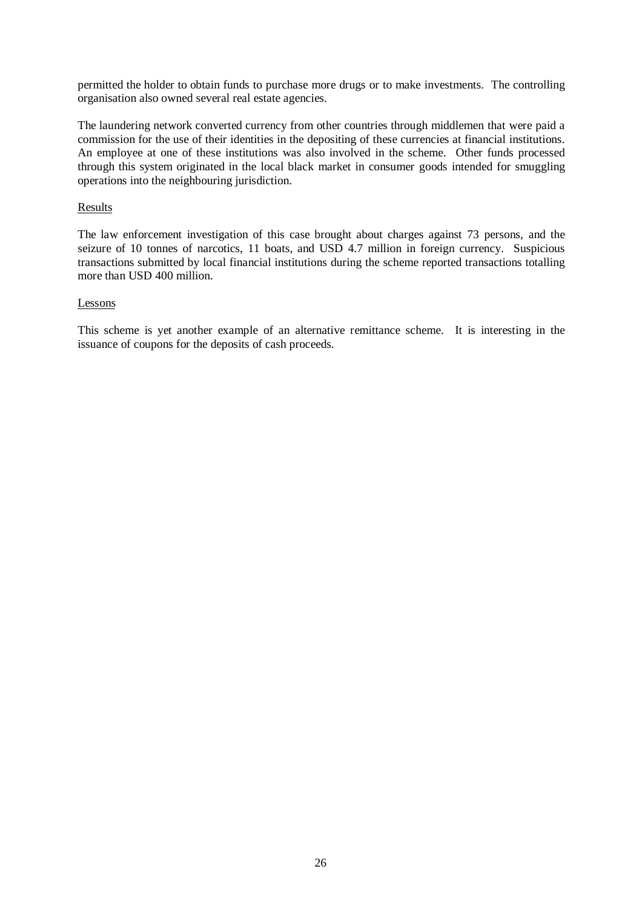permitted the holder to obtain funds to purchase more drugs or to make investments. The controlling organisation also owned several real estate agencies.

The laundering network converted currency from other countries through middlemen that were paid a commission for the use of their identities in the depositing of these currencies at financial institutions. An employee at one of these institutions was also involved in the scheme. Other funds processed through this system originated in the local black market in consumer goods intended for smuggling operations into the neighbouring jurisdiction.

Results

The law enforcement investigation of this case brought about charges against 73 persons, and the seizure of 10 tonnes of narcotics, 11 boats, and USD 4.7 million in foreign currency. Suspicious transactions submitted by local financial institutions during the scheme reported transactions totalling more than USD 400 million.

Lessons

This scheme is yet another example of an alternative remittance scheme. It is interesting in the issuance of coupons for the deposits of cash proceeds.